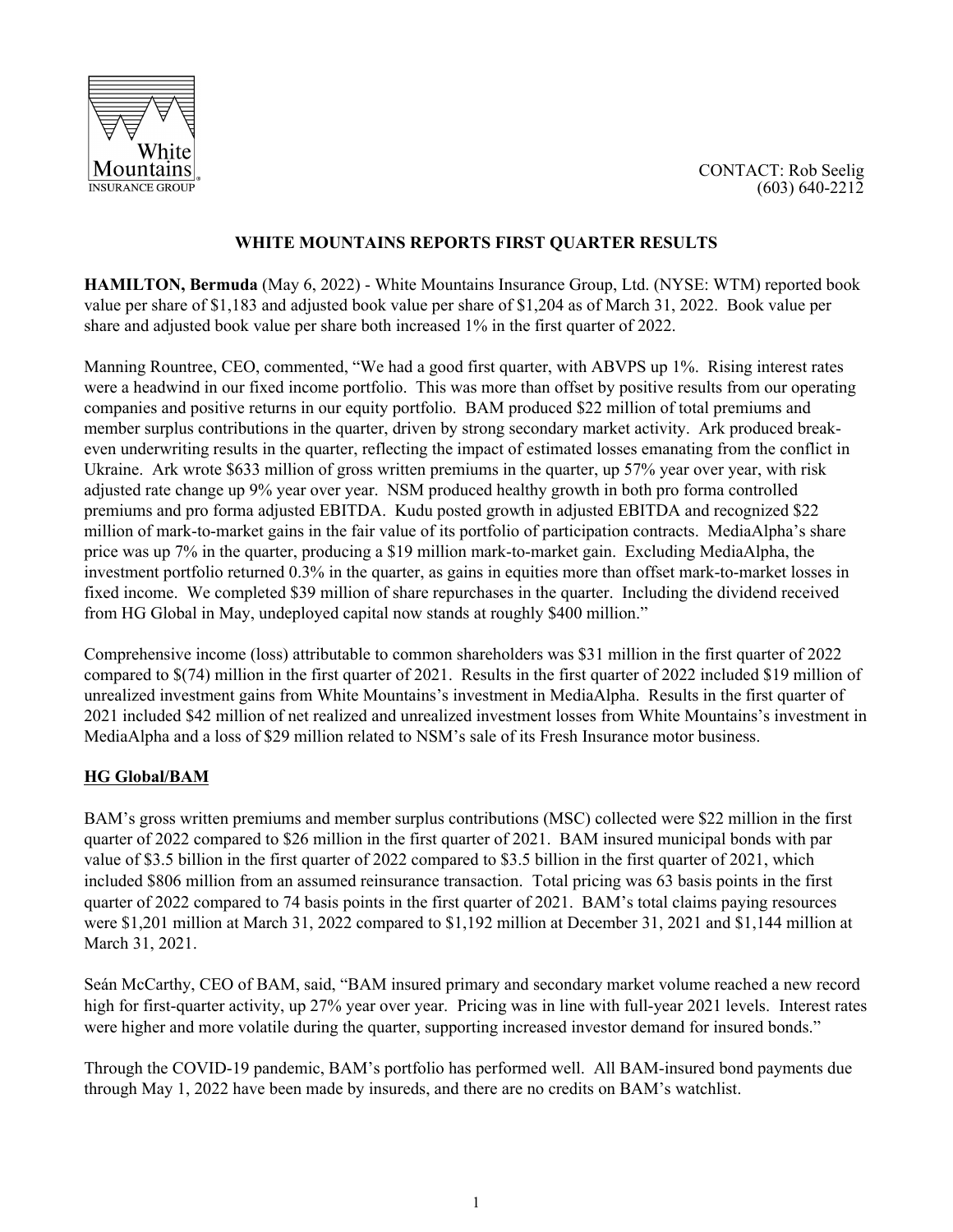White Mountains INSURANCE GROUP

CONTACT: Rob Seelig
(603) 640-2212

# WHITE MOUNTAINS REPORTS FIRST QUARTER RESULTS

**HAMILTON, Bermuda** (May 6, 2022) - White Mountains Insurance Group, Ltd. (NYSE: WTM) reported book value per share of $1,183 and adjusted book value per share of $1,204 as of March 31, 2022. Book value per share and adjusted book value per share both increased 1% in the first quarter of 2022.

Manning Rountree, CEO, commented, "We had a good first quarter, with ABVPS up 1%. Rising interest rates were a headwind in our fixed income portfolio. This was more than offset by positive results from our operating companies and positive returns in our equity portfolio. BAM produced $22 million of total premiums and member surplus contributions in the quarter, driven by strong secondary market activity. Ark produced break-even underwriting results in the quarter, reflecting the impact of estimated losses emanating from the conflict in Ukraine. Ark wrote $633 million of gross written premiums in the quarter, up 57% year over year, with risk adjusted rate change up 9% year over year. NSM produced healthy growth in both pro forma controlled premiums and pro forma adjusted EBITDA. Kudu posted growth in adjusted EBITDA and recognized $22 million of mark-to-market gains in the fair value of its portfolio of participation contracts. MediaAlpha's share price was up 7% in the quarter, producing a $19 million mark-to-market gain. Excluding MediaAlpha, the investment portfolio returned 0.3% in the quarter, as gains in equities more than offset mark-to-market losses in fixed income. We completed $39 million of share repurchases in the quarter. Including the dividend received from HG Global in May, undeployed capital now stands at roughly $400 million."

Comprehensive income (loss) attributable to common shareholders was $31 million in the first quarter of 2022 compared to $(74) million in the first quarter of 2021. Results in the first quarter of 2022 included $19 million of unrealized investment gains from White Mountains's investment in MediaAlpha. Results in the first quarter of 2021 included $42 million of net realized and unrealized investment losses from White Mountains's investment in MediaAlpha and a loss of $29 million related to NSM's sale of its Fresh Insurance motor business.

## HG Global/BAM

BAM's gross written premiums and member surplus contributions (MSC) collected were $22 million in the first quarter of 2022 compared to $26 million in the first quarter of 2021. BAM insured municipal bonds with par value of $3.5 billion in the first quarter of 2022 compared to $3.5 billion in the first quarter of 2021, which included $806 million from an assumed reinsurance transaction. Total pricing was 63 basis points in the first quarter of 2022 compared to 74 basis points in the first quarter of 2021. BAM's total claims paying resources were $1,201 million at March 31, 2022 compared to $1,192 million at December 31, 2021 and $1,144 million at March 31, 2021.

Seán McCarthy, CEO of BAM, said, "BAM insured primary and secondary market volume reached a new record high for first-quarter activity, up 27% year over year. Pricing was in line with full-year 2021 levels. Interest rates were higher and more volatile during the quarter, supporting increased investor demand for insured bonds."

Through the COVID-19 pandemic, BAM's portfolio has performed well. All BAM-insured bond payments due through May 1, 2022 have been made by insureds, and there are no credits on BAM's watchlist.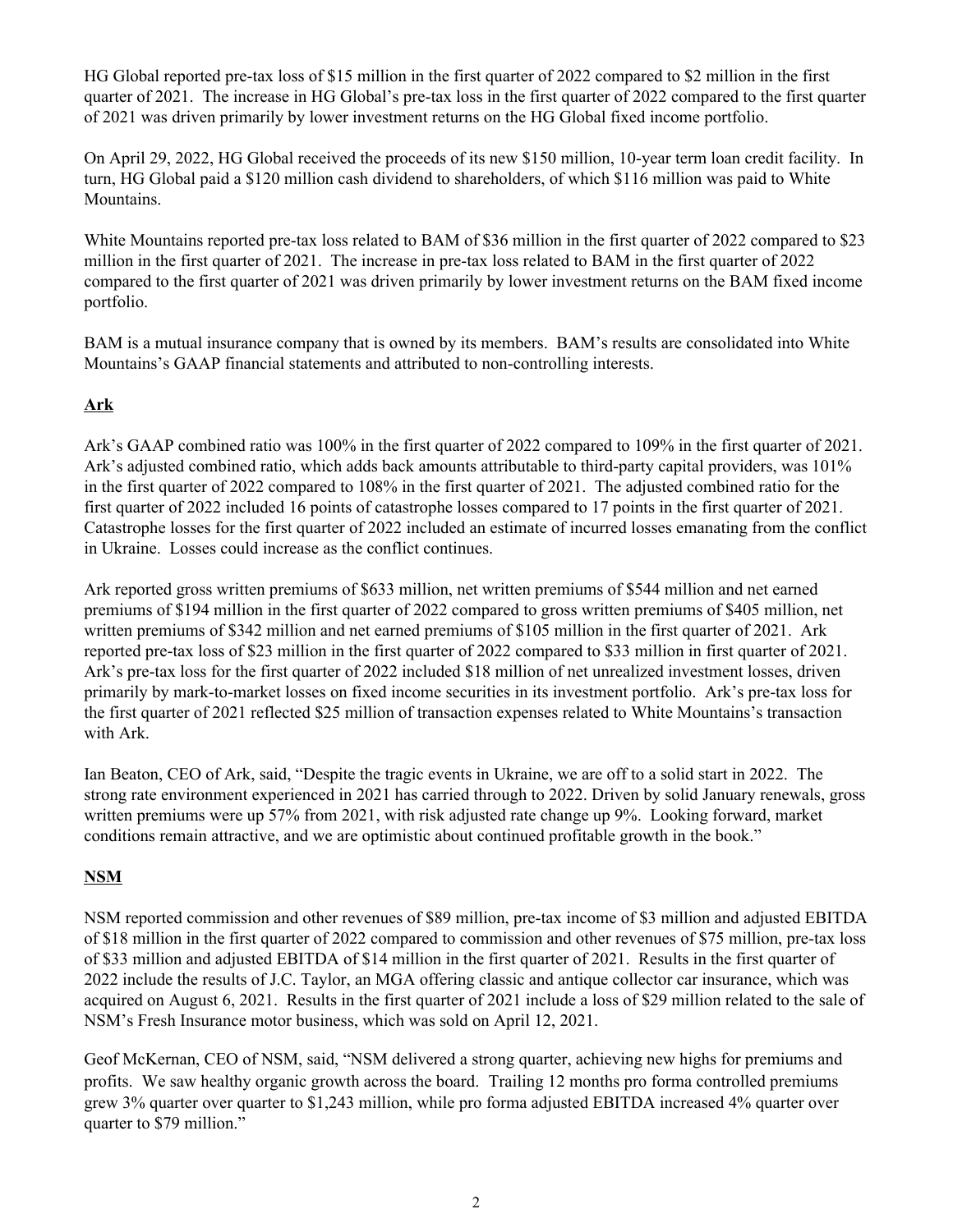HG Global reported pre-tax loss of $15 million in the first quarter of 2022 compared to $2 million in the first quarter of 2021. The increase in HG Global's pre-tax loss in the first quarter of 2022 compared to the first quarter of 2021 was driven primarily by lower investment returns on the HG Global fixed income portfolio.

On April 29, 2022, HG Global received the proceeds of its new $150 million, 10-year term loan credit facility. In turn, HG Global paid a $120 million cash dividend to shareholders, of which $116 million was paid to White Mountains.

White Mountains reported pre-tax loss related to BAM of $36 million in the first quarter of 2022 compared to $23 million in the first quarter of 2021. The increase in pre-tax loss related to BAM in the first quarter of 2022 compared to the first quarter of 2021 was driven primarily by lower investment returns on the BAM fixed income portfolio.

BAM is a mutual insurance company that is owned by its members. BAM's results are consolidated into White Mountains's GAAP financial statements and attributed to non-controlling interests.

## Ark

Ark's GAAP combined ratio was 100% in the first quarter of 2022 compared to 109% in the first quarter of 2021. Ark's adjusted combined ratio, which adds back amounts attributable to third-party capital providers, was 101% in the first quarter of 2022 compared to 108% in the first quarter of 2021. The adjusted combined ratio for the first quarter of 2022 included 16 points of catastrophe losses compared to 17 points in the first quarter of 2021. Catastrophe losses for the first quarter of 2022 included an estimate of incurred losses emanating from the conflict in Ukraine. Losses could increase as the conflict continues.

Ark reported gross written premiums of $633 million, net written premiums of $544 million and net earned premiums of $194 million in the first quarter of 2022 compared to gross written premiums of $405 million, net written premiums of $342 million and net earned premiums of $105 million in the first quarter of 2021. Ark reported pre-tax loss of $23 million in the first quarter of 2022 compared to $33 million in first quarter of 2021. Ark's pre-tax loss for the first quarter of 2022 included $18 million of net unrealized investment losses, driven primarily by mark-to-market losses on fixed income securities in its investment portfolio. Ark's pre-tax loss for the first quarter of 2021 reflected $25 million of transaction expenses related to White Mountains's transaction with Ark.

Ian Beaton, CEO of Ark, said, "Despite the tragic events in Ukraine, we are off to a solid start in 2022. The strong rate environment experienced in 2021 has carried through to 2022. Driven by solid January renewals, gross written premiums were up 57% from 2021, with risk adjusted rate change up 9%. Looking forward, market conditions remain attractive, and we are optimistic about continued profitable growth in the book."

## NSM

NSM reported commission and other revenues of $89 million, pre-tax income of $3 million and adjusted EBITDA of $18 million in the first quarter of 2022 compared to commission and other revenues of $75 million, pre-tax loss of $33 million and adjusted EBITDA of $14 million in the first quarter of 2021. Results in the first quarter of 2022 include the results of J.C. Taylor, an MGA offering classic and antique collector car insurance, which was acquired on August 6, 2021. Results in the first quarter of 2021 include a loss of $29 million related to the sale of NSM's Fresh Insurance motor business, which was sold on April 12, 2021.

Geof McKernan, CEO of NSM, said, "NSM delivered a strong quarter, achieving new highs for premiums and profits. We saw healthy organic growth across the board. Trailing 12 months pro forma controlled premiums grew 3% quarter over quarter to $1,243 million, while pro forma adjusted EBITDA increased 4% quarter over quarter to $79 million."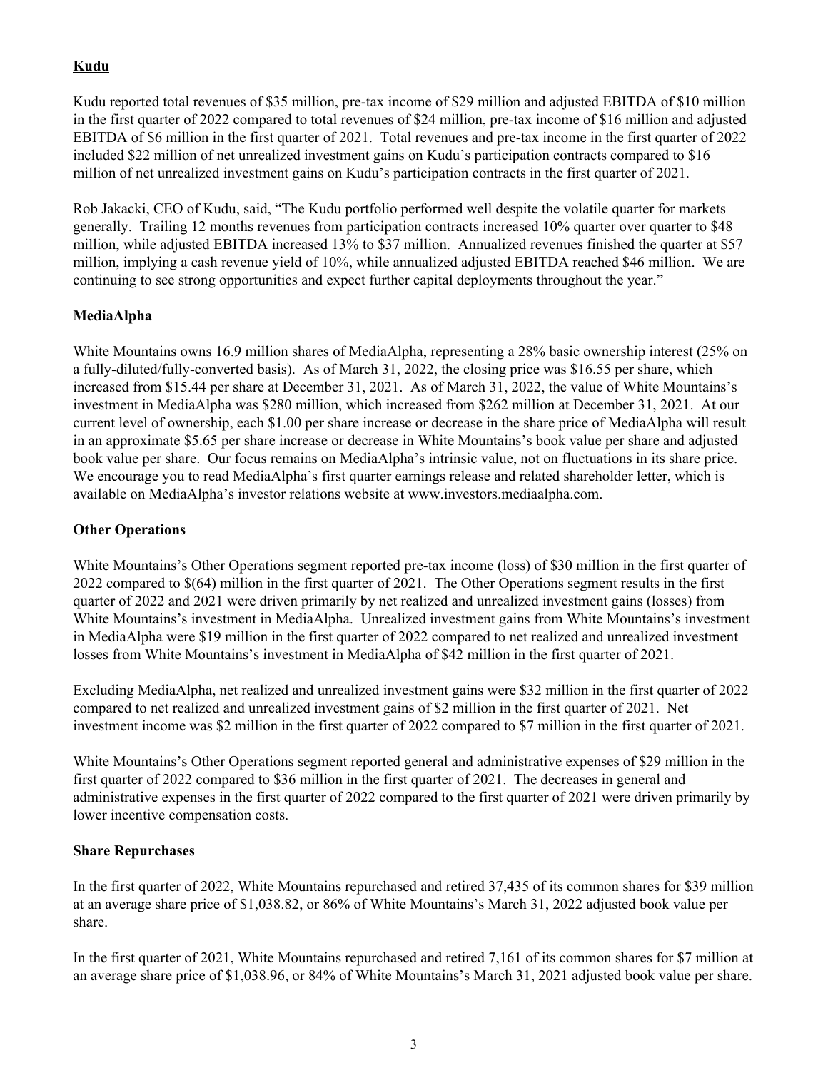**Kudu**

Kudu reported total revenues of $35 million, pre-tax income of $29 million and adjusted EBITDA of $10 million in the first quarter of 2022 compared to total revenues of $24 million, pre-tax income of $16 million and adjusted EBITDA of $6 million in the first quarter of 2021. Total revenues and pre-tax income in the first quarter of 2022 included $22 million of net unrealized investment gains on Kudu's participation contracts compared to $16 million of net unrealized investment gains on Kudu's participation contracts in the first quarter of 2021.

Rob Jakacki, CEO of Kudu, said, "The Kudu portfolio performed well despite the volatile quarter for markets generally. Trailing 12 months revenues from participation contracts increased 10% quarter over quarter to $48 million, while adjusted EBITDA increased 13% to $37 million. Annualized revenues finished the quarter at $57 million, implying a cash revenue yield of 10%, while annualized adjusted EBITDA reached $46 million. We are continuing to see strong opportunities and expect further capital deployments throughout the year."

**MediaAlpha**

White Mountains owns 16.9 million shares of MediaAlpha, representing a 28% basic ownership interest (25% on a fully-diluted/fully-converted basis). As of March 31, 2022, the closing price was $16.55 per share, which increased from $15.44 per share at December 31, 2021. As of March 31, 2022, the value of White Mountains's investment in MediaAlpha was $280 million, which increased from $262 million at December 31, 2021. At our current level of ownership, each $1.00 per share increase or decrease in the share price of MediaAlpha will result in an approximate $5.65 per share increase or decrease in White Mountains's book value per share and adjusted book value per share. Our focus remains on MediaAlpha's intrinsic value, not on fluctuations in its share price. We encourage you to read MediaAlpha's first quarter earnings release and related shareholder letter, which is available on MediaAlpha's investor relations website at www.investors.mediaalpha.com.

**Other Operations**

White Mountains's Other Operations segment reported pre-tax income (loss) of $30 million in the first quarter of 2022 compared to $(64) million in the first quarter of 2021. The Other Operations segment results in the first quarter of 2022 and 2021 were driven primarily by net realized and unrealized investment gains (losses) from White Mountains's investment in MediaAlpha. Unrealized investment gains from White Mountains's investment in MediaAlpha were $19 million in the first quarter of 2022 compared to net realized and unrealized investment losses from White Mountains's investment in MediaAlpha of $42 million in the first quarter of 2021.

Excluding MediaAlpha, net realized and unrealized investment gains were $32 million in the first quarter of 2022 compared to net realized and unrealized investment gains of $2 million in the first quarter of 2021. Net investment income was $2 million in the first quarter of 2022 compared to $7 million in the first quarter of 2021.

White Mountains's Other Operations segment reported general and administrative expenses of $29 million in the first quarter of 2022 compared to $36 million in the first quarter of 2021. The decreases in general and administrative expenses in the first quarter of 2022 compared to the first quarter of 2021 were driven primarily by lower incentive compensation costs.

**Share Repurchases**

In the first quarter of 2022, White Mountains repurchased and retired 37,435 of its common shares for $39 million at an average share price of $1,038.82, or 86% of White Mountains's March 31, 2022 adjusted book value per share.

In the first quarter of 2021, White Mountains repurchased and retired 7,161 of its common shares for $7 million at an average share price of $1,038.96, or 84% of White Mountains's March 31, 2021 adjusted book value per share.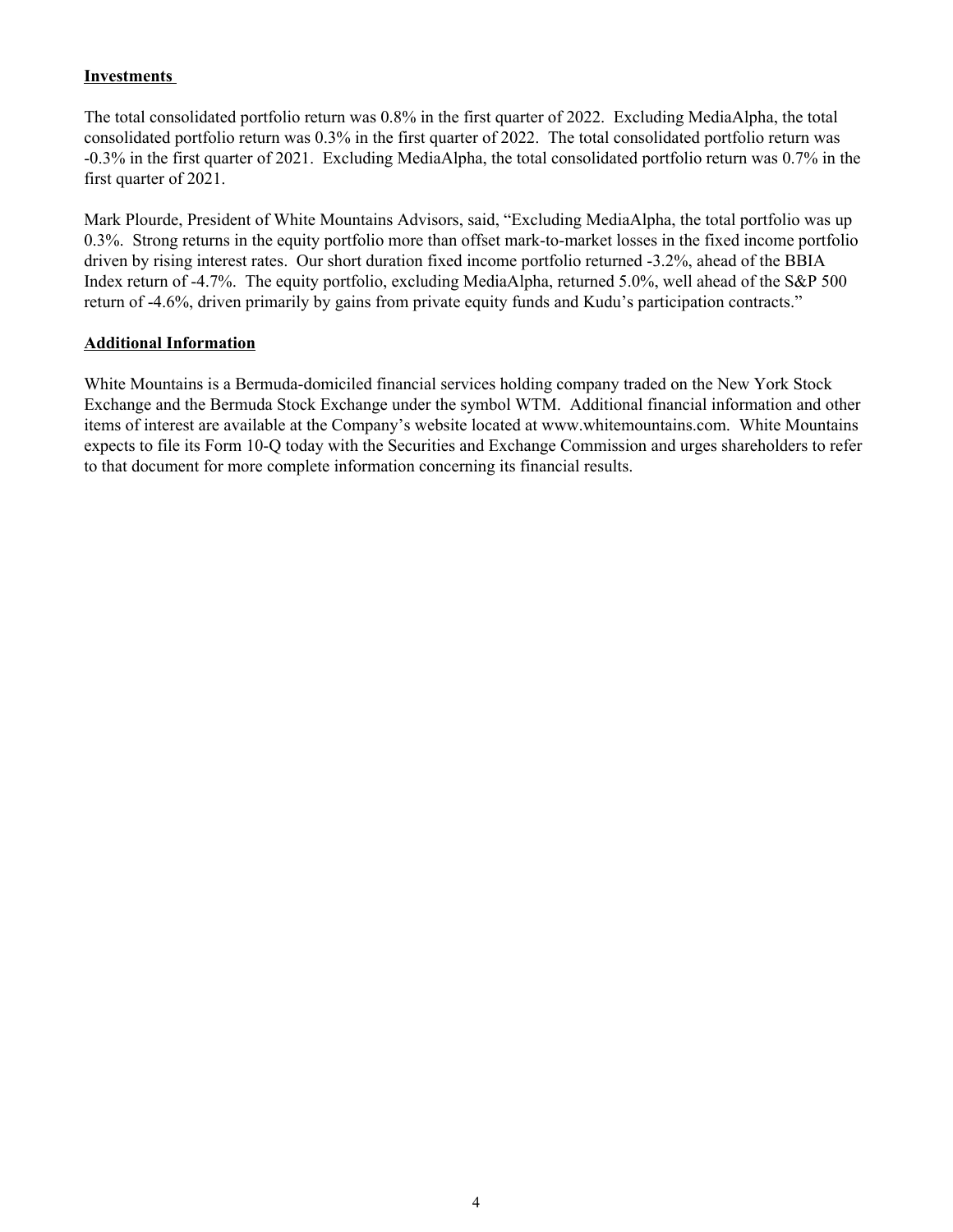## Investments

The total consolidated portfolio return was 0.8% in the first quarter of 2022. Excluding MediaAlpha, the total consolidated portfolio return was 0.3% in the first quarter of 2022. The total consolidated portfolio return was -0.3% in the first quarter of 2021. Excluding MediaAlpha, the total consolidated portfolio return was 0.7% in the first quarter of 2021.

Mark Plourde, President of White Mountains Advisors, said, "Excluding MediaAlpha, the total portfolio was up 0.3%. Strong returns in the equity portfolio more than offset mark-to-market losses in the fixed income portfolio driven by rising interest rates. Our short duration fixed income portfolio returned -3.2%, ahead of the BBIA Index return of -4.7%. The equity portfolio, excluding MediaAlpha, returned 5.0%, well ahead of the S&P 500 return of -4.6%, driven primarily by gains from private equity funds and Kudu's participation contracts."

## Additional Information

White Mountains is a Bermuda-domiciled financial services holding company traded on the New York Stock Exchange and the Bermuda Stock Exchange under the symbol WTM. Additional financial information and other items of interest are available at the Company's website located at www.whitemountains.com. White Mountains expects to file its Form 10-Q today with the Securities and Exchange Commission and urges shareholders to refer to that document for more complete information concerning its financial results.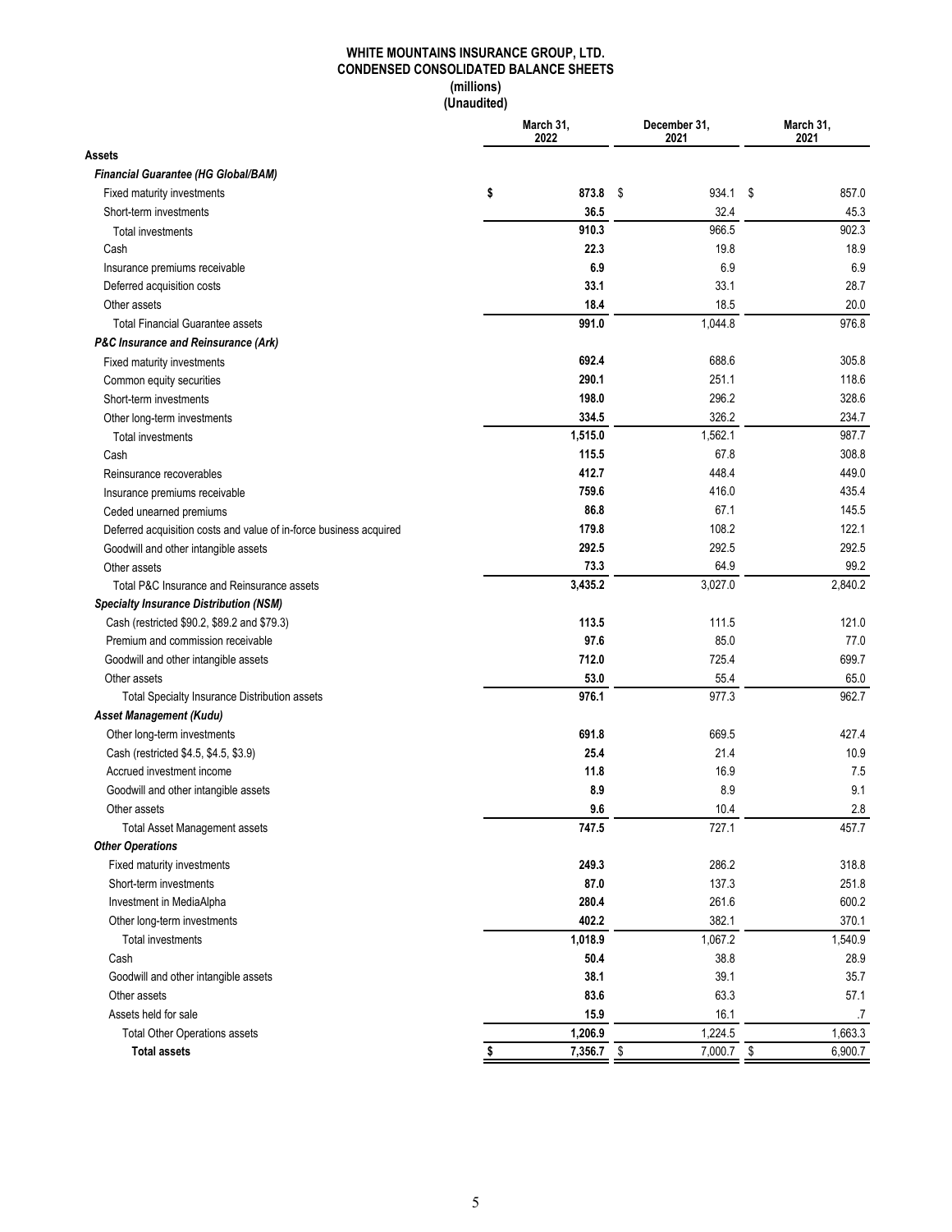**WHITE MOUNTAINS INSURANCE GROUP, LTD.**
**CONDENSED CONSOLIDATED BALANCE SHEETS**
**(millions)**
**(Unaudited)**

| | March 31, 2022 | December 31, 2021 | March 31, 2021 |
|---|---|---|---|
| **Assets** | | | |
| ***Financial Guarantee (HG Global/BAM)*** | | | |
| Fixed maturity investments | **$ 873.8** | $ 934.1 | $ 857.0 |
| Short-term investments | **36.5** | 32.4 | 45.3 |
| Total investments | **910.3** | 966.5 | 902.3 |
| Cash | **22.3** | 19.8 | 18.9 |
| Insurance premiums receivable | **6.9** | 6.9 | 6.9 |
| Deferred acquisition costs | **33.1** | 33.1 | 28.7 |
| Other assets | **18.4** | 18.5 | 20.0 |
| Total Financial Guarantee assets | **991.0** | 1,044.8 | 976.8 |
| ***P&C Insurance and Reinsurance (Ark)*** | | | |
| Fixed maturity investments | **692.4** | 688.6 | 305.8 |
| Common equity securities | **290.1** | 251.1 | 118.6 |
| Short-term investments | **198.0** | 296.2 | 328.6 |
| Other long-term investments | **334.5** | 326.2 | 234.7 |
| Total investments | **1,515.0** | 1,562.1 | 987.7 |
| Cash | **115.5** | 67.8 | 308.8 |
| Reinsurance recoverables | **412.7** | 448.4 | 449.0 |
| Insurance premiums receivable | **759.6** | 416.0 | 435.4 |
| Ceded unearned premiums | **86.8** | 67.1 | 145.5 |
| Deferred acquisition costs and value of in-force business acquired | **179.8** | 108.2 | 122.1 |
| Goodwill and other intangible assets | **292.5** | 292.5 | 292.5 |
| Other assets | **73.3** | 64.9 | 99.2 |
| Total P&C Insurance and Reinsurance assets | **3,435.2** | 3,027.0 | 2,840.2 |
| ***Specialty Insurance Distribution (NSM)*** | | | |
| Cash (restricted $90.2, $89.2 and $79.3) | **113.5** | 111.5 | 121.0 |
| Premium and commission receivable | **97.6** | 85.0 | 77.0 |
| Goodwill and other intangible assets | **712.0** | 725.4 | 699.7 |
| Other assets | **53.0** | 55.4 | 65.0 |
| Total Specialty Insurance Distribution assets | **976.1** | 977.3 | 962.7 |
| ***Asset Management (Kudu)*** | | | |
| Other long-term investments | **691.8** | 669.5 | 427.4 |
| Cash (restricted $4.5, $4.5, $3.9) | **25.4** | 21.4 | 10.9 |
| Accrued investment income | **11.8** | 16.9 | 7.5 |
| Goodwill and other intangible assets | **8.9** | 8.9 | 9.1 |
| Other assets | **9.6** | 10.4 | 2.8 |
| Total Asset Management assets | **747.5** | 727.1 | 457.7 |
| ***Other Operations*** | | | |
| Fixed maturity investments | **249.3** | 286.2 | 318.8 |
| Short-term investments | **87.0** | 137.3 | 251.8 |
| Investment in MediaAlpha | **280.4** | 261.6 | 600.2 |
| Other long-term investments | **402.2** | 382.1 | 370.1 |
| Total investments | **1,018.9** | 1,067.2 | 1,540.9 |
| Cash | **50.4** | 38.8 | 28.9 |
| Goodwill and other intangible assets | **38.1** | 39.1 | 35.7 |
| Other assets | **83.6** | 63.3 | 57.1 |
| Assets held for sale | **15.9** | 16.1 | .7 |
| Total Other Operations assets | **1,206.9** | 1,224.5 | 1,663.3 |
| **Total assets** | **$ 7,356.7** | $ 7,000.7 | $ 6,900.7 |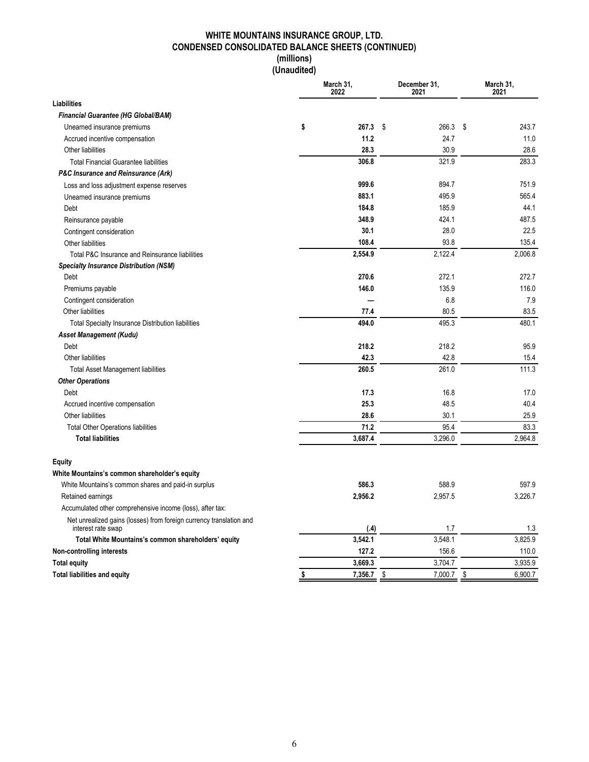# WHITE MOUNTAINS INSURANCE GROUP, LTD.
## CONDENSED CONSOLIDATED BALANCE SHEETS (CONTINUED)
### (millions)
### (Unaudited)

| | March 31, 2022 | December 31, 2021 | March 31, 2021 |
|---|---|---|---|
| **Liabilities** | | | |
| ***Financial Guarantee (HG Global/BAM)*** | | | |
| Unearned insurance premiums | **$ 267.3** | $ 266.3 | $ 243.7 |
| Accrued incentive compensation | **11.2** | 24.7 | 11.0 |
| Other liabilities | **28.3** | 30.9 | 28.6 |
| Total Financial Guarantee liabilities | **306.8** | 321.9 | 283.3 |
| ***P&C Insurance and Reinsurance (Ark)*** | | | |
| Loss and loss adjustment expense reserves | **999.6** | 894.7 | 751.9 |
| Unearned insurance premiums | **883.1** | 495.9 | 565.4 |
| Debt | **184.8** | 185.9 | 44.1 |
| Reinsurance payable | **348.9** | 424.1 | 487.5 |
| Contingent consideration | **30.1** | 28.0 | 22.5 |
| Other liabilities | **108.4** | 93.8 | 135.4 |
| Total P&C Insurance and Reinsurance liabilities | **2,554.9** | 2,122.4 | 2,006.8 |
| ***Specialty Insurance Distribution (NSM)*** | | | |
| Debt | **270.6** | 272.1 | 272.7 |
| Premiums payable | **146.0** | 135.9 | 116.0 |
| Contingent consideration | **—** | 6.8 | 7.9 |
| Other liabilities | **77.4** | 80.5 | 83.5 |
| Total Specialty Insurance Distribution liabilities | **494.0** | 495.3 | 480.1 |
| ***Asset Management (Kudu)*** | | | |
| Debt | **218.2** | 218.2 | 95.9 |
| Other liabilities | **42.3** | 42.8 | 15.4 |
| Total Asset Management liabilities | **260.5** | 261.0 | 111.3 |
| ***Other Operations*** | | | |
| Debt | **17.3** | 16.8 | 17.0 |
| Accrued incentive compensation | **25.3** | 48.5 | 40.4 |
| Other liabilities | **28.6** | 30.1 | 25.9 |
| Total Other Operations liabilities | **71.2** | 95.4 | 83.3 |
| **Total liabilities** | **3,687.4** | 3,296.0 | 2,964.8 |
| | | | |
| **Equity** | | | |
| **White Mountains's common shareholder's equity** | | | |
| White Mountains's common shares and paid-in surplus | **586.3** | 588.9 | 597.9 |
| Retained earnings | **2,956.2** | 2,957.5 | 3,226.7 |
| Accumulated other comprehensive income (loss), after tax: | | | |
| Net unrealized gains (losses) from foreign currency translation and interest rate swap | **(.4)** | 1.7 | 1.3 |
| **Total White Mountains's common shareholders' equity** | **3,542.1** | 3,548.1 | 3,825.9 |
| **Non-controlling interests** | **127.2** | 156.6 | 110.0 |
| **Total equity** | **3,669.3** | 3,704.7 | 3,935.9 |
| **Total liabilities and equity** | **$ 7,356.7** | $ 7,000.7 | $ 6,900.7 |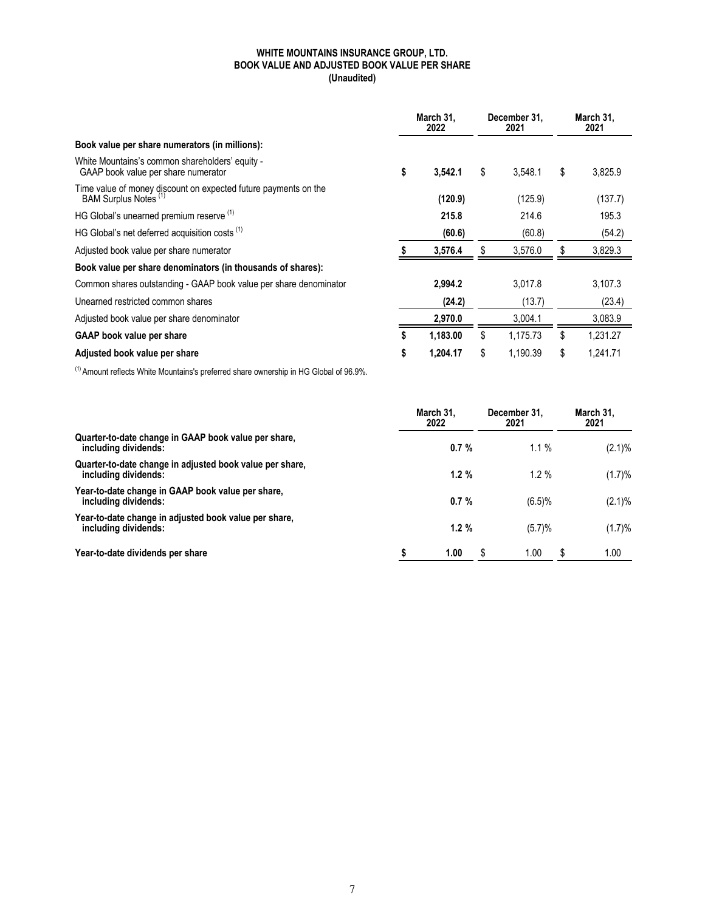**WHITE MOUNTAINS INSURANCE GROUP, LTD.**
**BOOK VALUE AND ADJUSTED BOOK VALUE PER SHARE**
**(Unaudited)**

| | March 31, 2022 | December 31, 2021 | March 31, 2021 |
|---|---|---|---|
| **Book value per share numerators (in millions):** | | | |
| White Mountains's common shareholders' equity - GAAP book value per share numerator | **$ 3,542.1** | $ 3,548.1 | $ 3,825.9 |
| Time value of money discount on expected future payments on the BAM Surplus Notes [1] | **(120.9)** | (125.9) | (137.7) |
| HG Global's unearned premium reserve [1] | **215.8** | 214.6 | 195.3 |
| HG Global's net deferred acquisition costs [1] | **(60.6)** | (60.8) | (54.2) |
| Adjusted book value per share numerator | **$ 3,576.4** | $ 3,576.0 | $ 3,829.3 |
| **Book value per share denominators (in thousands of shares):** | | | |
| Common shares outstanding - GAAP book value per share denominator | **2,994.2** | 3,017.8 | 3,107.3 |
| Unearned restricted common shares | **(24.2)** | (13.7) | (23.4) |
| Adjusted book value per share denominator | **2,970.0** | 3,004.1 | 3,083.9 |
| **GAAP book value per share** | **$ 1,183.00** | $ 1,175.73 | $ 1,231.27 |
| **Adjusted book value per share** | **$ 1,204.17** | $ 1,190.39 | $ 1,241.71 |

[1] Amount reflects White Mountains's preferred share ownership in HG Global of 96.9%.

| | March 31, 2022 | December 31, 2021 | March 31, 2021 |
|---|---|---|---|
| **Quarter-to-date change in GAAP book value per share, including dividends:** | **0.7 %** | 1.1 % | (2.1)% |
| **Quarter-to-date change in adjusted book value per share, including dividends:** | **1.2 %** | 1.2 % | (1.7)% |
| **Year-to-date change in GAAP book value per share, including dividends:** | **0.7 %** | (6.5)% | (2.1)% |
| **Year-to-date change in adjusted book value per share, including dividends:** | **1.2 %** | (5.7)% | (1.7)% |
| **Year-to-date dividends per share** | **$ 1.00** | $ 1.00 | $ 1.00 |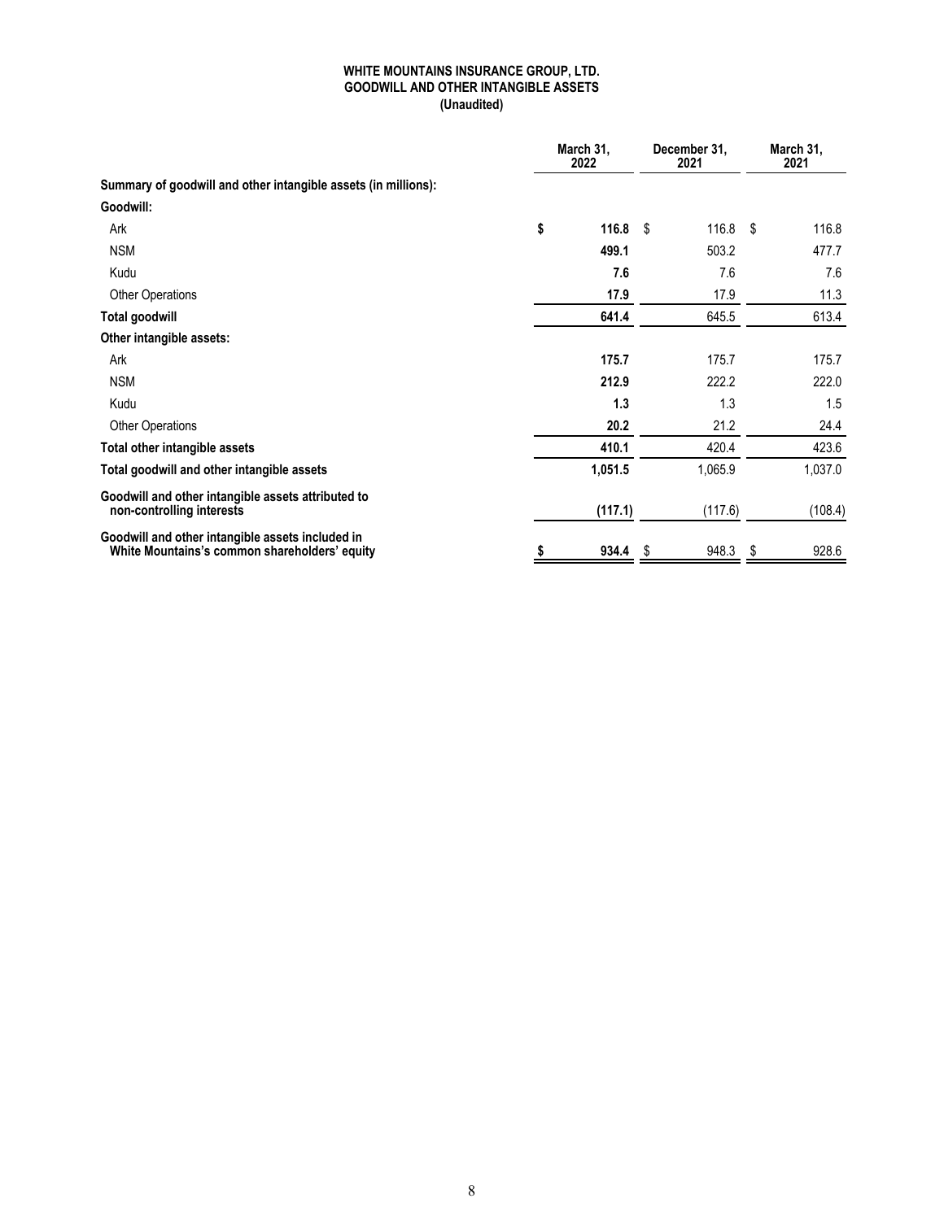**WHITE MOUNTAINS INSURANCE GROUP, LTD.**
**GOODWILL AND OTHER INTANGIBLE ASSETS**
**(Unaudited)**

| | March 31, 2022 | December 31, 2021 | March 31, 2021 |
|---|---|---|---|
| **Summary of goodwill and other intangible assets (in millions):** | | | |
| **Goodwill:** | | | |
| Ark | **$ 116.8** | $ 116.8 | $ 116.8 |
| NSM | **499.1** | 503.2 | 477.7 |
| Kudu | **7.6** | 7.6 | 7.6 |
| Other Operations | **17.9** | 17.9 | 11.3 |
| **Total goodwill** | **641.4** | 645.5 | 613.4 |
| **Other intangible assets:** | | | |
| Ark | **175.7** | 175.7 | 175.7 |
| NSM | **212.9** | 222.2 | 222.0 |
| Kudu | **1.3** | 1.3 | 1.5 |
| Other Operations | **20.2** | 21.2 | 24.4 |
| **Total other intangible assets** | **410.1** | 420.4 | 423.6 |
| **Total goodwill and other intangible assets** | **1,051.5** | 1,065.9 | 1,037.0 |
| **Goodwill and other intangible assets attributed to non-controlling interests** | **(117.1)** | (117.6) | (108.4) |
| **Goodwill and other intangible assets included in White Mountains's common shareholders' equity** | **$ 934.4** | $ 948.3 | $ 928.6 |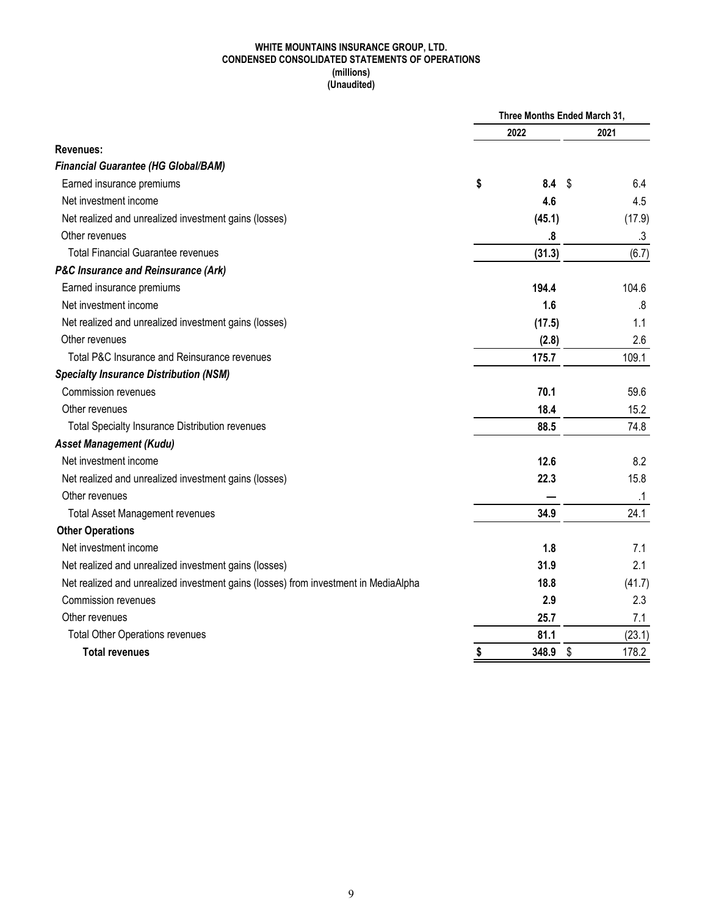**WHITE MOUNTAINS INSURANCE GROUP, LTD.**
**CONDENSED CONSOLIDATED STATEMENTS OF OPERATIONS**
**(millions)**
**(Unaudited)**

| | Three Months Ended March 31, | |
|---|---|---|
| | 2022 | 2021 |
| **Revenues:** | | |
| ***Financial Guarantee (HG Global/BAM)*** | | |
| Earned insurance premiums | **$ 8.4** | $ 6.4 |
| Net investment income | **4.6** | 4.5 |
| Net realized and unrealized investment gains (losses) | **(45.1)** | (17.9) |
| Other revenues | **.8** | .3 |
| Total Financial Guarantee revenues | **(31.3)** | (6.7) |
| ***P&C Insurance and Reinsurance (Ark)*** | | |
| Earned insurance premiums | **194.4** | 104.6 |
| Net investment income | **1.6** | .8 |
| Net realized and unrealized investment gains (losses) | **(17.5)** | 1.1 |
| Other revenues | **(2.8)** | 2.6 |
| Total P&C Insurance and Reinsurance revenues | **175.7** | 109.1 |
| ***Specialty Insurance Distribution (NSM)*** | | |
| Commission revenues | **70.1** | 59.6 |
| Other revenues | **18.4** | 15.2 |
| Total Specialty Insurance Distribution revenues | **88.5** | 74.8 |
| ***Asset Management (Kudu)*** | | |
| Net investment income | **12.6** | 8.2 |
| Net realized and unrealized investment gains (losses) | **22.3** | 15.8 |
| Other revenues | **—** | .1 |
| Total Asset Management revenues | **34.9** | 24.1 |
| **Other Operations** | | |
| Net investment income | **1.8** | 7.1 |
| Net realized and unrealized investment gains (losses) | **31.9** | 2.1 |
| Net realized and unrealized investment gains (losses) from investment in MediaAlpha | **18.8** | (41.7) |
| Commission revenues | **2.9** | 2.3 |
| Other revenues | **25.7** | 7.1 |
| Total Other Operations revenues | **81.1** | (23.1) |
| **Total revenues** | **$ 348.9** | $ 178.2 |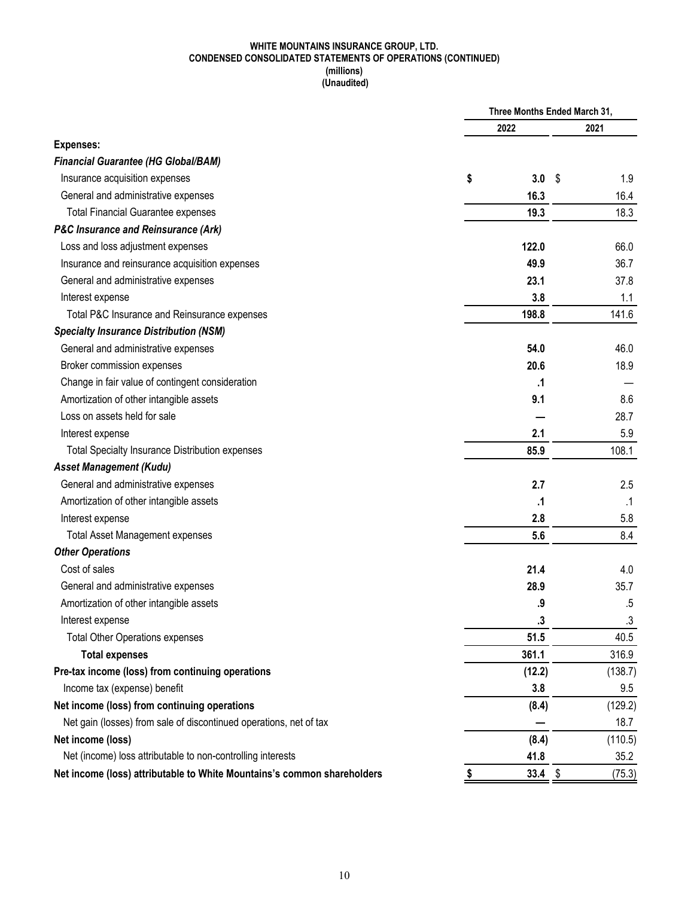**WHITE MOUNTAINS INSURANCE GROUP, LTD.**
**CONDENSED CONSOLIDATED STATEMENTS OF OPERATIONS (CONTINUED)**
**(millions)**
**(Unaudited)**

| | Three Months Ended March 31, | |
|---|---|---|
| | 2022 | 2021 |
| **Expenses:** | | |
| ***Financial Guarantee (HG Global/BAM)*** | | |
| Insurance acquisition expenses | $ 3.0 | $ 1.9 |
| General and administrative expenses | 16.3 | 16.4 |
| Total Financial Guarantee expenses | 19.3 | 18.3 |
| ***P&C Insurance and Reinsurance (Ark)*** | | |
| Loss and loss adjustment expenses | 122.0 | 66.0 |
| Insurance and reinsurance acquisition expenses | 49.9 | 36.7 |
| General and administrative expenses | 23.1 | 37.8 |
| Interest expense | 3.8 | 1.1 |
| Total P&C Insurance and Reinsurance expenses | 198.8 | 141.6 |
| ***Specialty Insurance Distribution (NSM)*** | | |
| General and administrative expenses | 54.0 | 46.0 |
| Broker commission expenses | 20.6 | 18.9 |
| Change in fair value of contingent consideration | .1 | — |
| Amortization of other intangible assets | 9.1 | 8.6 |
| Loss on assets held for sale | — | 28.7 |
| Interest expense | 2.1 | 5.9 |
| Total Specialty Insurance Distribution expenses | 85.9 | 108.1 |
| ***Asset Management (Kudu)*** | | |
| General and administrative expenses | 2.7 | 2.5 |
| Amortization of other intangible assets | .1 | .1 |
| Interest expense | 2.8 | 5.8 |
| Total Asset Management expenses | 5.6 | 8.4 |
| ***Other Operations*** | | |
| Cost of sales | 21.4 | 4.0 |
| General and administrative expenses | 28.9 | 35.7 |
| Amortization of other intangible assets | .9 | .5 |
| Interest expense | .3 | .3 |
| Total Other Operations expenses | 51.5 | 40.5 |
| **Total expenses** | 361.1 | 316.9 |
| **Pre-tax income (loss) from continuing operations** | (12.2) | (138.7) |
| Income tax (expense) benefit | 3.8 | 9.5 |
| **Net income (loss) from continuing operations** | (8.4) | (129.2) |
| Net gain (losses) from sale of discontinued operations, net of tax | — | 18.7 |
| **Net income (loss)** | (8.4) | (110.5) |
| Net (income) loss attributable to non-controlling interests | 41.8 | 35.2 |
| **Net income (loss) attributable to White Mountains's common shareholders** | $ 33.4 | $ (75.3) |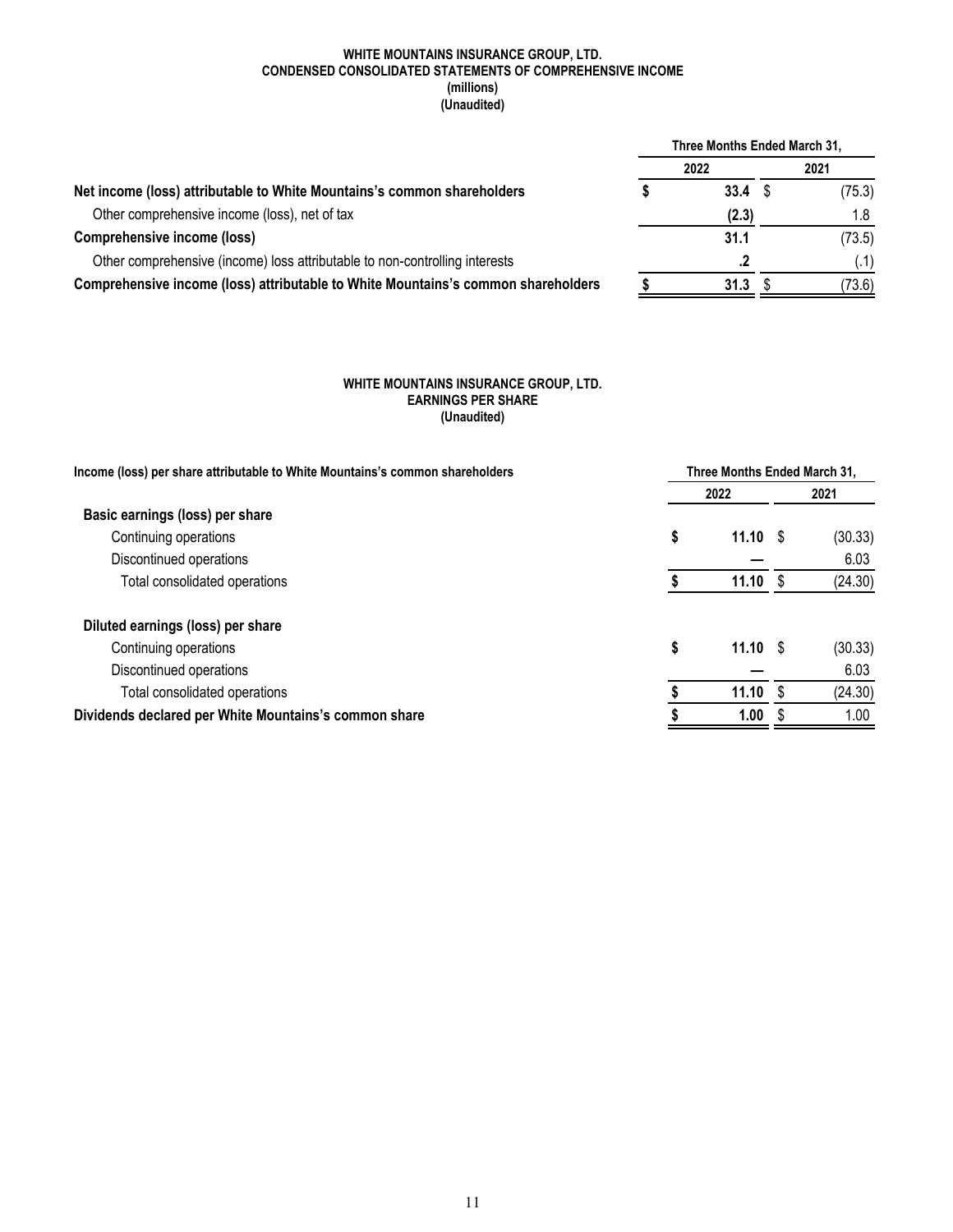**WHITE MOUNTAINS INSURANCE GROUP, LTD.**
**CONDENSED CONSOLIDATED STATEMENTS OF COMPREHENSIVE INCOME**
**(millions)**
**(Unaudited)**

| | Three Months Ended March 31, | |
|---|---|---|
| | 2022 | 2021 |
| **Net income (loss) attributable to White Mountains's common shareholders** | **$ 33.4** | $ (75.3) |
| Other comprehensive income (loss), net of tax | **(2.3)** | 1.8 |
| **Comprehensive income (loss)** | **31.1** | (73.5) |
| Other comprehensive (income) loss attributable to non-controlling interests | **.2** | (.1) |
| **Comprehensive income (loss) attributable to White Mountains's common shareholders** | **$ 31.3** | $ (73.6) |

**WHITE MOUNTAINS INSURANCE GROUP, LTD.**
**EARNINGS PER SHARE**
**(Unaudited)**

| **Income (loss) per share attributable to White Mountains's common shareholders** | Three Months Ended March 31, | |
|---|---|---|
| | 2022 | 2021 |
| **Basic earnings (loss) per share** | | |
| Continuing operations | **$ 11.10** | $ (30.33) |
| Discontinued operations | **—** | 6.03 |
| Total consolidated operations | **$ 11.10** | $ (24.30) |
| **Diluted earnings (loss) per share** | | |
| Continuing operations | **$ 11.10** | $ (30.33) |
| Discontinued operations | **—** | 6.03 |
| Total consolidated operations | **$ 11.10** | $ (24.30) |
| **Dividends declared per White Mountains's common share** | **$ 1.00** | $ 1.00 |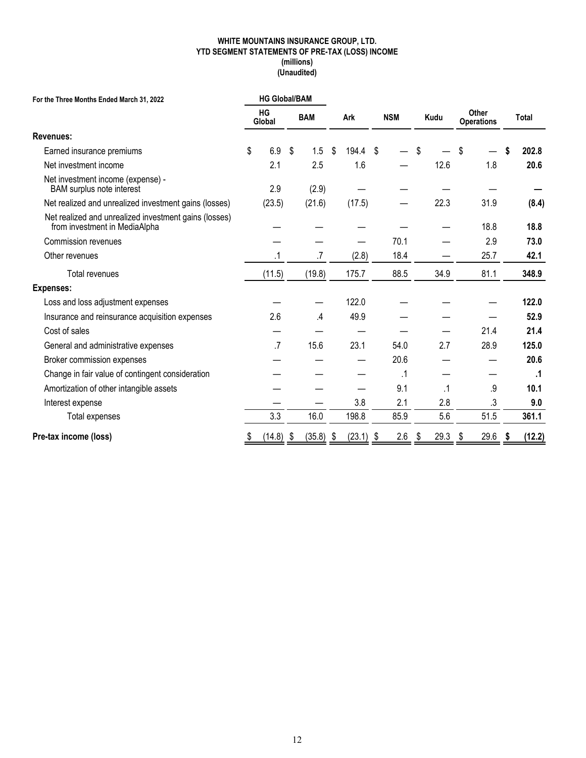**WHITE MOUNTAINS INSURANCE GROUP, LTD.**
**YTD SEGMENT STATEMENTS OF PRE-TAX (LOSS) INCOME**
**(millions)**
**(Unaudited)**

| For the Three Months Ended March 31, 2022 | HG Global/BAM | | | | | | |
|---|---|---|---|---|---|---|---|
| | HG Global | BAM | Ark | NSM | Kudu | Other Operations | Total |
| **Revenues:** | | | | | | | |
| Earned insurance premiums | $ 6.9 | $ 1.5 | $ 194.4 | $ — | $ — | $ — | **$ 202.8** |
| Net investment income | 2.1 | 2.5 | 1.6 | — | 12.6 | 1.8 | **20.6** |
| Net investment income (expense) - BAM surplus note interest | 2.9 | (2.9) | — | — | — | — | **—** |
| Net realized and unrealized investment gains (losses) | (23.5) | (21.6) | (17.5) | — | 22.3 | 31.9 | **(8.4)** |
| Net realized and unrealized investment gains (losses) from investment in MediaAlpha | — | — | — | — | — | 18.8 | **18.8** |
| Commission revenues | — | — | — | 70.1 | — | 2.9 | **73.0** |
| Other revenues | .1 | .7 | (2.8) | 18.4 | — | 25.7 | **42.1** |
| Total revenues | (11.5) | (19.8) | 175.7 | 88.5 | 34.9 | 81.1 | **348.9** |
| **Expenses:** | | | | | | | |
| Loss and loss adjustment expenses | — | — | 122.0 | — | — | — | **122.0** |
| Insurance and reinsurance acquisition expenses | 2.6 | .4 | 49.9 | — | — | — | **52.9** |
| Cost of sales | — | — | — | — | — | 21.4 | **21.4** |
| General and administrative expenses | .7 | 15.6 | 23.1 | 54.0 | 2.7 | 28.9 | **125.0** |
| Broker commission expenses | — | — | — | 20.6 | — | — | **20.6** |
| Change in fair value of contingent consideration | — | — | — | .1 | — | — | **.1** |
| Amortization of other intangible assets | — | — | — | 9.1 | .1 | .9 | **10.1** |
| Interest expense | — | — | 3.8 | 2.1 | 2.8 | .3 | **9.0** |
| Total expenses | 3.3 | 16.0 | 198.8 | 85.9 | 5.6 | 51.5 | **361.1** |
| **Pre-tax income (loss)** | $ (14.8) | $ (35.8) | $ (23.1) | $ 2.6 | $ 29.3 | $ 29.6 | **$ (12.2)** |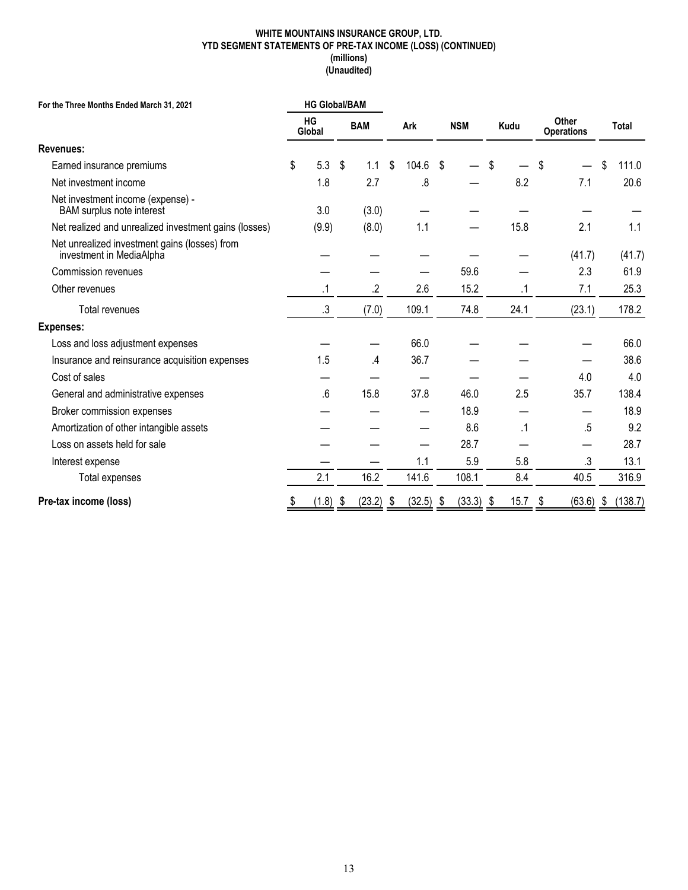**WHITE MOUNTAINS INSURANCE GROUP, LTD.**
**YTD SEGMENT STATEMENTS OF PRE-TAX INCOME (LOSS) (CONTINUED)**
**(millions)**
**(Unaudited)**

| For the Three Months Ended March 31, 2021 | HG Global/BAM | | | | | | |
|---|---|---|---|---|---|---|---|
| | HG Global | BAM | Ark | NSM | Kudu | Other Operations | Total |
| **Revenues:** | | | | | | | |
| Earned insurance premiums | $ 5.3 | $ 1.1 | $ 104.6 | $ — | $ — | $ — | $ 111.0 |
| Net investment income | 1.8 | 2.7 | .8 | — | 8.2 | 7.1 | 20.6 |
| Net investment income (expense) - BAM surplus note interest | 3.0 | (3.0) | — | — | — | — | — |
| Net realized and unrealized investment gains (losses) | (9.9) | (8.0) | 1.1 | — | 15.8 | 2.1 | 1.1 |
| Net unrealized investment gains (losses) from investment in MediaAlpha | — | — | — | — | — | (41.7) | (41.7) |
| Commission revenues | — | — | — | 59.6 | — | 2.3 | 61.9 |
| Other revenues | .1 | .2 | 2.6 | 15.2 | .1 | 7.1 | 25.3 |
| Total revenues | .3 | (7.0) | 109.1 | 74.8 | 24.1 | (23.1) | 178.2 |
| **Expenses:** | | | | | | | |
| Loss and loss adjustment expenses | — | — | 66.0 | — | — | — | 66.0 |
| Insurance and reinsurance acquisition expenses | 1.5 | .4 | 36.7 | — | — | — | 38.6 |
| Cost of sales | — | — | — | — | — | 4.0 | 4.0 |
| General and administrative expenses | .6 | 15.8 | 37.8 | 46.0 | 2.5 | 35.7 | 138.4 |
| Broker commission expenses | — | — | — | 18.9 | — | — | 18.9 |
| Amortization of other intangible assets | — | — | — | 8.6 | .1 | .5 | 9.2 |
| Loss on assets held for sale | — | — | — | 28.7 | — | — | 28.7 |
| Interest expense | — | — | 1.1 | 5.9 | 5.8 | .3 | 13.1 |
| Total expenses | 2.1 | 16.2 | 141.6 | 108.1 | 8.4 | 40.5 | 316.9 |
| **Pre-tax income (loss)** | $ (1.8) | $ (23.2) | $ (32.5) | $ (33.3) | $ 15.7 | $ (63.6) | $ (138.7) |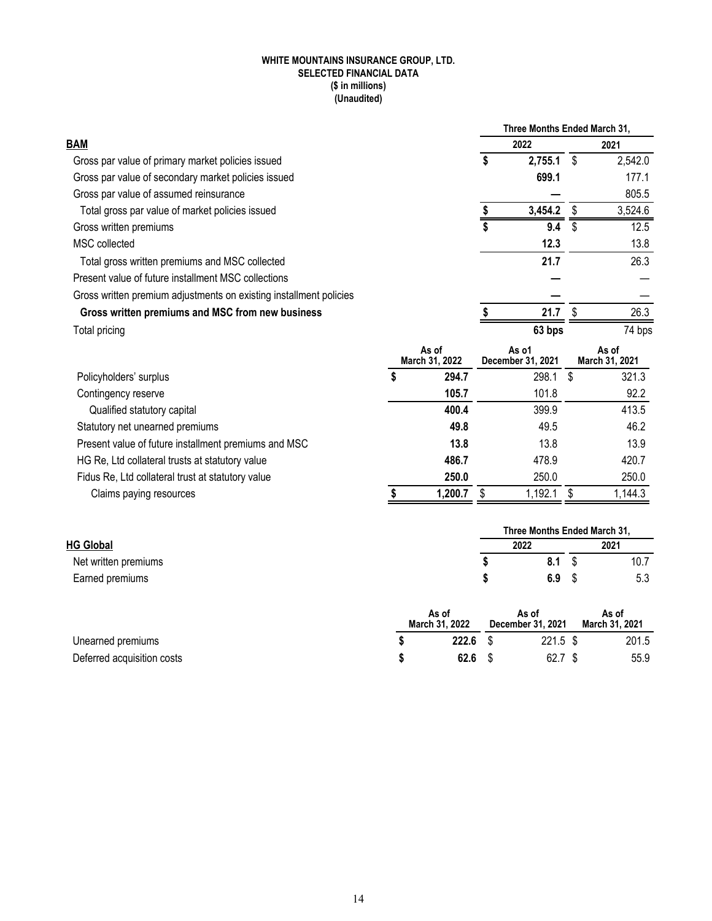**WHITE MOUNTAINS INSURANCE GROUP, LTD.**
**SELECTED FINANCIAL DATA**
**($ in millions)**
**(Unaudited)**

| | Three Months Ended March 31, | |
|---|---|---|
| **BAM** | **2022** | **2021** |
| Gross par value of primary market policies issued | **$ 2,755.1** | $ 2,542.0 |
| Gross par value of secondary market policies issued | **699.1** | 177.1 |
| Gross par value of assumed reinsurance | **—** | 805.5 |
| Total gross par value of market policies issued | **$ 3,454.2** | $ 3,524.6 |
| Gross written premiums | **$ 9.4** | $ 12.5 |
| MSC collected | **12.3** | 13.8 |
| Total gross written premiums and MSC collected | **21.7** | 26.3 |
| Present value of future installment MSC collections | **—** | — |
| Gross written premium adjustments on existing installment policies | **—** | — |
| **Gross written premiums and MSC from new business** | **$ 21.7** | $ 26.3 |
| Total pricing | **63 bps** | 74 bps |

| | As of March 31, 2022 | As o1 December 31, 2021 | As of March 31, 2021 |
|---|---|---|---|
| Policyholders' surplus | **$ 294.7** | 298.1 | $ 321.3 |
| Contingency reserve | **105.7** | 101.8 | 92.2 |
| Qualified statutory capital | **400.4** | 399.9 | 413.5 |
| Statutory net unearned premiums | **49.8** | 49.5 | 46.2 |
| Present value of future installment premiums and MSC | **13.8** | 13.8 | 13.9 |
| HG Re, Ltd collateral trusts at statutory value | **486.7** | 478.9 | 420.7 |
| Fidus Re, Ltd collateral trust at statutory value | **250.0** | 250.0 | 250.0 |
| Claims paying resources | **$ 1,200.7** | $ 1,192.1 | $ 1,144.3 |

| | Three Months Ended March 31, | |
|---|---|---|
| **HG Global** | **2022** | **2021** |
| Net written premiums | **$ 8.1** | $ 10.7 |
| Earned premiums | **$ 6.9** | $ 5.3 |

| | As of March 31, 2022 | As of December 31, 2021 | As of March 31, 2021 |
|---|---|---|---|
| Unearned premiums | **$ 222.6** | $ 221.5 | $ 201.5 |
| Deferred acquisition costs | **$ 62.6** | $ 62.7 | $ 55.9 |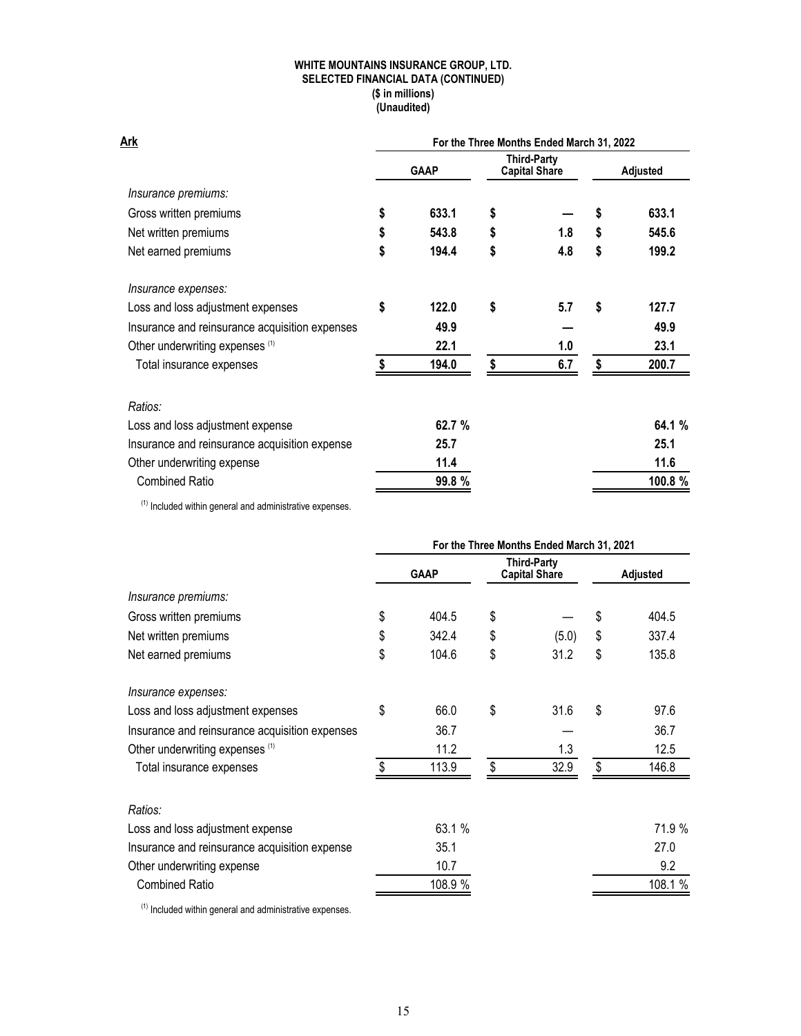**WHITE MOUNTAINS INSURANCE GROUP, LTD.**
**SELECTED FINANCIAL DATA (CONTINUED)**
**($ in millions)**
**(Unaudited)**

**Ark**

| | For the Three Months Ended March 31, 2022 | | |
|---|---|---|---|
| | **GAAP** | **Third-Party Capital Share** | **Adjusted** |
| *Insurance premiums:* | | | |
| Gross written premiums | **$ 633.1** | **$ —** | **$ 633.1** |
| Net written premiums | **$ 543.8** | **$ 1.8** | **$ 545.6** |
| Net earned premiums | **$ 194.4** | **$ 4.8** | **$ 199.2** |
| *Insurance expenses:* | | | |
| Loss and loss adjustment expenses | **$ 122.0** | **$ 5.7** | **$ 127.7** |
| Insurance and reinsurance acquisition expenses | **49.9** | **—** | **49.9** |
| Other underwriting expenses [(1)] | **22.1** | **1.0** | **23.1** |
| Total insurance expenses | **$ 194.0** | **$ 6.7** | **$ 200.7** |
| *Ratios:* | | | |
| Loss and loss adjustment expense | **62.7 %** | | **64.1 %** |
| Insurance and reinsurance acquisition expense | **25.7** | | **25.1** |
| Other underwriting expense | **11.4** | | **11.6** |
| Combined Ratio | **99.8 %** | | **100.8 %** |

[(1)] Included within general and administrative expenses.

| | For the Three Months Ended March 31, 2021 | | |
|---|---|---|---|
| | **GAAP** | **Third-Party Capital Share** | **Adjusted** |
| *Insurance premiums:* | | | |
| Gross written premiums | $ 404.5 | $ — | $ 404.5 |
| Net written premiums | $ 342.4 | $ (5.0) | $ 337.4 |
| Net earned premiums | $ 104.6 | $ 31.2 | $ 135.8 |
| *Insurance expenses:* | | | |
| Loss and loss adjustment expenses | $ 66.0 | $ 31.6 | $ 97.6 |
| Insurance and reinsurance acquisition expenses | 36.7 | — | 36.7 |
| Other underwriting expenses [(1)] | 11.2 | 1.3 | 12.5 |
| Total insurance expenses | $ 113.9 | $ 32.9 | $ 146.8 |
| *Ratios:* | | | |
| Loss and loss adjustment expense | 63.1 % | | 71.9 % |
| Insurance and reinsurance acquisition expense | 35.1 | | 27.0 |
| Other underwriting expense | 10.7 | | 9.2 |
| Combined Ratio | 108.9 % | | 108.1 % |

[(1)] Included within general and administrative expenses.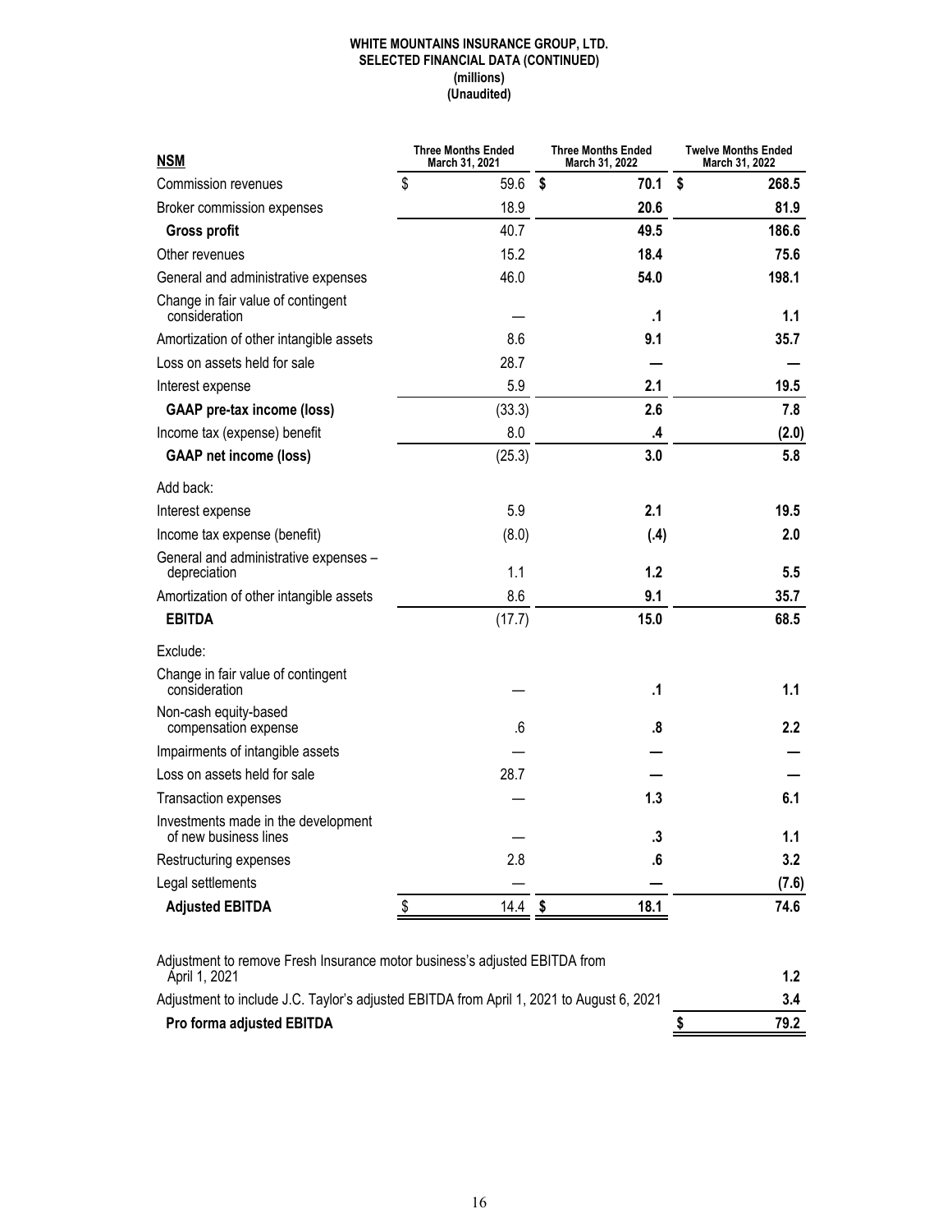**WHITE MOUNTAINS INSURANCE GROUP, LTD.**
**SELECTED FINANCIAL DATA (CONTINUED)**
**(millions)**
**(Unaudited)**

| **NSM** | Three Months Ended March 31, 2021 | Three Months Ended March 31, 2022 | Twelve Months Ended March 31, 2022 |
|---|---|---|---|
| Commission revenues | $ 59.6 | **$ 70.1** | **$ 268.5** |
| Broker commission expenses | 18.9 | **20.6** | **81.9** |
| **Gross profit** | 40.7 | **49.5** | **186.6** |
| Other revenues | 15.2 | **18.4** | **75.6** |
| General and administrative expenses | 46.0 | **54.0** | **198.1** |
| Change in fair value of contingent consideration | — | **.1** | **1.1** |
| Amortization of other intangible assets | 8.6 | **9.1** | **35.7** |
| Loss on assets held for sale | 28.7 | **—** | **—** |
| Interest expense | 5.9 | **2.1** | **19.5** |
| **GAAP pre-tax income (loss)** | (33.3) | **2.6** | **7.8** |
| Income tax (expense) benefit | 8.0 | **.4** | **(2.0)** |
| **GAAP net income (loss)** | (25.3) | **3.0** | **5.8** |
| Add back: | | | |
| Interest expense | 5.9 | **2.1** | **19.5** |
| Income tax expense (benefit) | (8.0) | **(.4)** | **2.0** |
| General and administrative expenses – depreciation | 1.1 | **1.2** | **5.5** |
| Amortization of other intangible assets | 8.6 | **9.1** | **35.7** |
| **EBITDA** | (17.7) | **15.0** | **68.5** |
| Exclude: | | | |
| Change in fair value of contingent consideration | — | **.1** | **1.1** |
| Non-cash equity-based compensation expense | .6 | **.8** | **2.2** |
| Impairments of intangible assets | — | **—** | **—** |
| Loss on assets held for sale | 28.7 | **—** | **—** |
| Transaction expenses | — | **1.3** | **6.1** |
| Investments made in the development of new business lines | — | **.3** | **1.1** |
| Restructuring expenses | 2.8 | **.6** | **3.2** |
| Legal settlements | — | **—** | **(7.6)** |
| **Adjusted EBITDA** | $ 14.4 | **$ 18.1** | **74.6** |
| | | | |
| Adjustment to remove Fresh Insurance motor business's adjusted EBITDA from April 1, 2021 | | | **1.2** |
| Adjustment to include J.C. Taylor's adjusted EBITDA from April 1, 2021 to August 6, 2021 | | | **3.4** |
| **Pro forma adjusted EBITDA** | | | **$ 79.2** |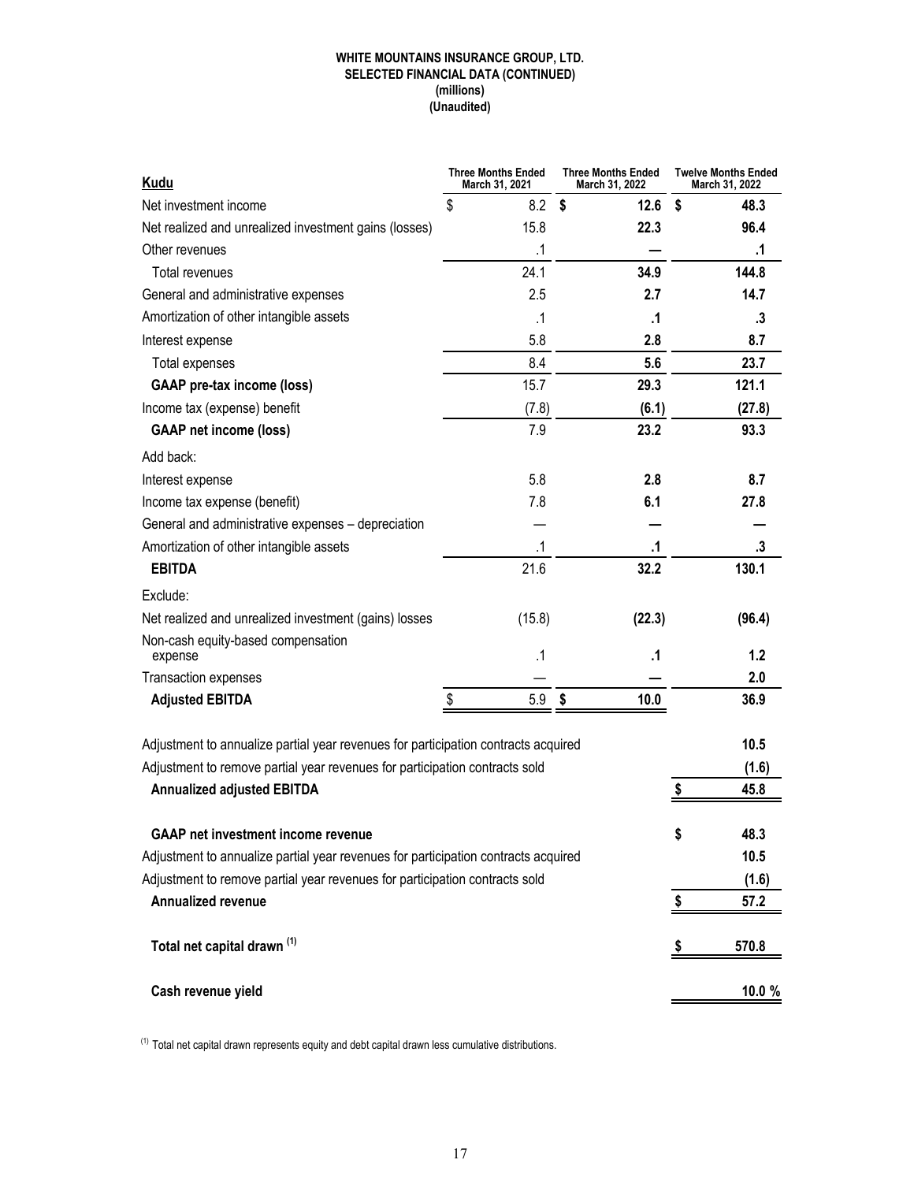**WHITE MOUNTAINS INSURANCE GROUP, LTD.**
**SELECTED FINANCIAL DATA (CONTINUED)**
**(millions)**
**(Unaudited)**

| Kudu | Three Months Ended March 31, 2021 | Three Months Ended March 31, 2022 | Twelve Months Ended March 31, 2022 |
|---|---|---|---|
| Net investment income | $ 8.2 | **$ 12.6** | **$ 48.3** |
| Net realized and unrealized investment gains (losses) | 15.8 | **22.3** | **96.4** |
| Other revenues | .1 | **—** | **.1** |
| Total revenues | 24.1 | **34.9** | **144.8** |
| General and administrative expenses | 2.5 | **2.7** | **14.7** |
| Amortization of other intangible assets | .1 | **.1** | **.3** |
| Interest expense | 5.8 | **2.8** | **8.7** |
| Total expenses | 8.4 | **5.6** | **23.7** |
| **GAAP pre-tax income (loss)** | 15.7 | **29.3** | **121.1** |
| Income tax (expense) benefit | (7.8) | **(6.1)** | **(27.8)** |
| **GAAP net income (loss)** | 7.9 | **23.2** | **93.3** |
| Add back: | | | |
| Interest expense | 5.8 | **2.8** | **8.7** |
| Income tax expense (benefit) | 7.8 | **6.1** | **27.8** |
| General and administrative expenses – depreciation | — | **—** | **—** |
| Amortization of other intangible assets | .1 | **.1** | **.3** |
| **EBITDA** | 21.6 | **32.2** | **130.1** |
| Exclude: | | | |
| Net realized and unrealized investment (gains) losses | (15.8) | **(22.3)** | **(96.4)** |
| Non-cash equity-based compensation expense | .1 | **.1** | **1.2** |
| Transaction expenses | — | **—** | **2.0** |
| **Adjusted EBITDA** | $ 5.9 | **$ 10.0** | **36.9** |
| | | | |
| Adjustment to annualize partial year revenues for participation contracts acquired | | | **10.5** |
| Adjustment to remove partial year revenues for participation contracts sold | | | **(1.6)** |
| **Annualized adjusted EBITDA** | | | **$ 45.8** |
| | | | |
| **GAAP net investment income revenue** | | | **$ 48.3** |
| Adjustment to annualize partial year revenues for participation contracts acquired | | | **10.5** |
| Adjustment to remove partial year revenues for participation contracts sold | | | **(1.6)** |
| **Annualized revenue** | | | **$ 57.2** |
| | | | |
| **Total net capital drawn [(1)]** | | | **$ 570.8** |
| | | | |
| **Cash revenue yield** | | | **10.0 %** |

[(1)] Total net capital drawn represents equity and debt capital drawn less cumulative distributions.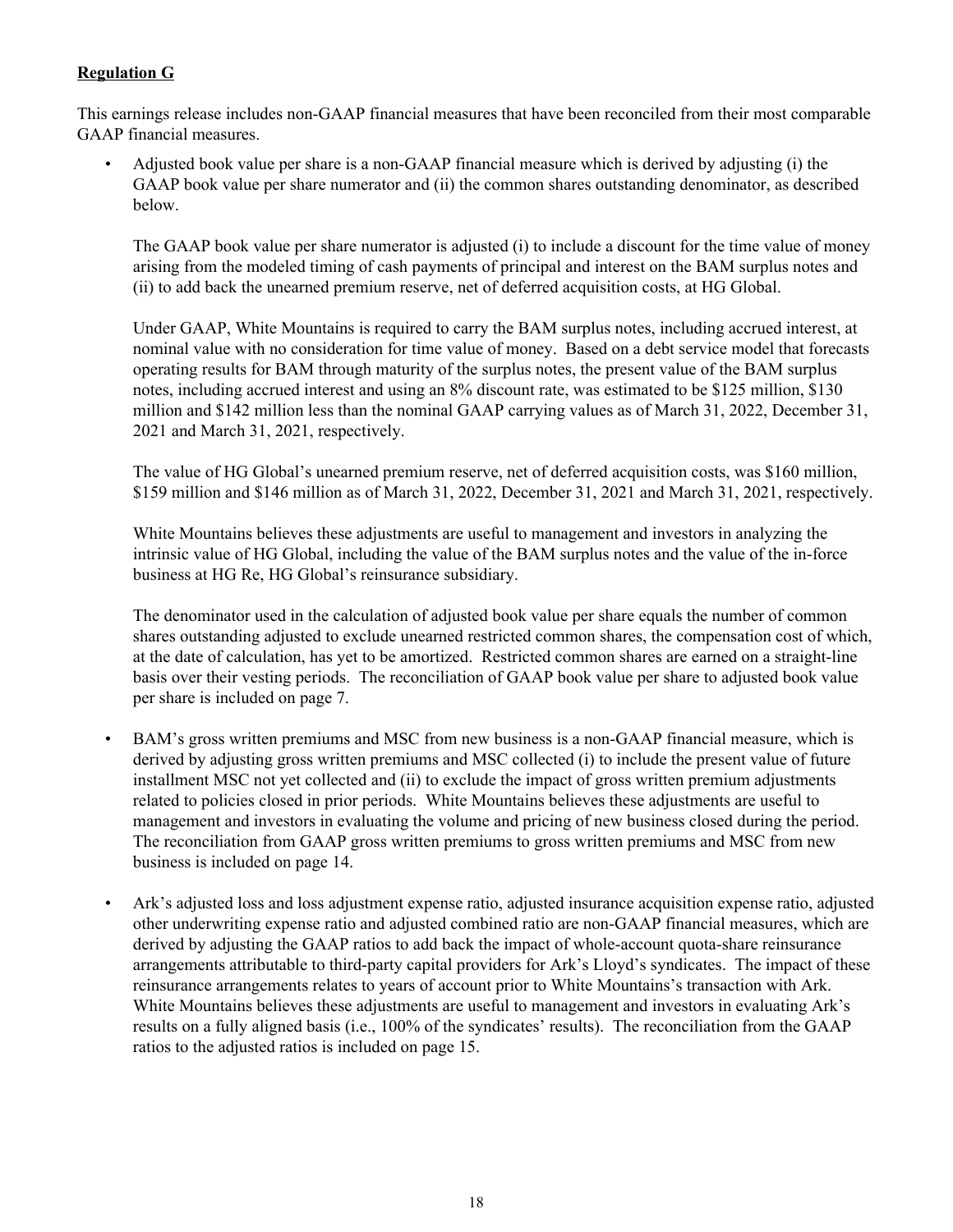**Regulation G**

This earnings release includes non-GAAP financial measures that have been reconciled from their most comparable GAAP financial measures.

- Adjusted book value per share is a non-GAAP financial measure which is derived by adjusting (i) the GAAP book value per share numerator and (ii) the common shares outstanding denominator, as described below.

  The GAAP book value per share numerator is adjusted (i) to include a discount for the time value of money arising from the modeled timing of cash payments of principal and interest on the BAM surplus notes and (ii) to add back the unearned premium reserve, net of deferred acquisition costs, at HG Global.

  Under GAAP, White Mountains is required to carry the BAM surplus notes, including accrued interest, at nominal value with no consideration for time value of money. Based on a debt service model that forecasts operating results for BAM through maturity of the surplus notes, the present value of the BAM surplus notes, including accrued interest and using an 8% discount rate, was estimated to be $125 million, $130 million and $142 million less than the nominal GAAP carrying values as of March 31, 2022, December 31, 2021 and March 31, 2021, respectively.

  The value of HG Global's unearned premium reserve, net of deferred acquisition costs, was $160 million, $159 million and $146 million as of March 31, 2022, December 31, 2021 and March 31, 2021, respectively.

  White Mountains believes these adjustments are useful to management and investors in analyzing the intrinsic value of HG Global, including the value of the BAM surplus notes and the value of the in-force business at HG Re, HG Global's reinsurance subsidiary.

  The denominator used in the calculation of adjusted book value per share equals the number of common shares outstanding adjusted to exclude unearned restricted common shares, the compensation cost of which, at the date of calculation, has yet to be amortized. Restricted common shares are earned on a straight-line basis over their vesting periods. The reconciliation of GAAP book value per share to adjusted book value per share is included on page 7.

- BAM's gross written premiums and MSC from new business is a non-GAAP financial measure, which is derived by adjusting gross written premiums and MSC collected (i) to include the present value of future installment MSC not yet collected and (ii) to exclude the impact of gross written premium adjustments related to policies closed in prior periods. White Mountains believes these adjustments are useful to management and investors in evaluating the volume and pricing of new business closed during the period. The reconciliation from GAAP gross written premiums to gross written premiums and MSC from new business is included on page 14.

- Ark's adjusted loss and loss adjustment expense ratio, adjusted insurance acquisition expense ratio, adjusted other underwriting expense ratio and adjusted combined ratio are non-GAAP financial measures, which are derived by adjusting the GAAP ratios to add back the impact of whole-account quota-share reinsurance arrangements attributable to third-party capital providers for Ark's Lloyd's syndicates. The impact of these reinsurance arrangements relates to years of account prior to White Mountains's transaction with Ark. White Mountains believes these adjustments are useful to management and investors in evaluating Ark's results on a fully aligned basis (i.e., 100% of the syndicates' results). The reconciliation from the GAAP ratios to the adjusted ratios is included on page 15.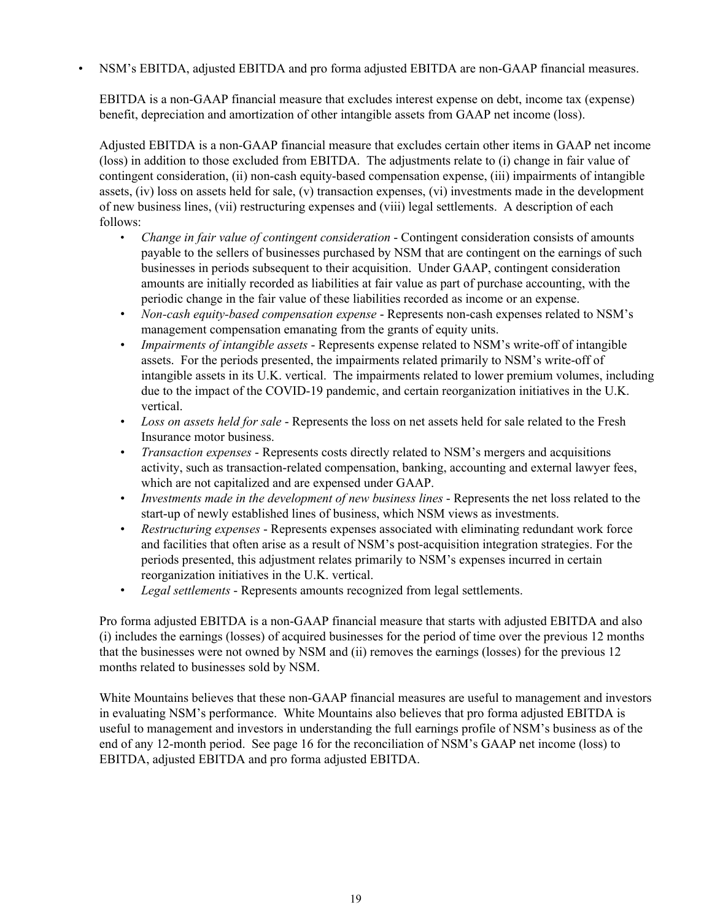- NSM's EBITDA, adjusted EBITDA and pro forma adjusted EBITDA are non-GAAP financial measures.

  EBITDA is a non-GAAP financial measure that excludes interest expense on debt, income tax (expense) benefit, depreciation and amortization of other intangible assets from GAAP net income (loss).

  Adjusted EBITDA is a non-GAAP financial measure that excludes certain other items in GAAP net income (loss) in addition to those excluded from EBITDA. The adjustments relate to (i) change in fair value of contingent consideration, (ii) non-cash equity-based compensation expense, (iii) impairments of intangible assets, (iv) loss on assets held for sale, (v) transaction expenses, (vi) investments made in the development of new business lines, (vii) restructuring expenses and (viii) legal settlements. A description of each follows:

  - *Change in fair value of contingent consideration* - Contingent consideration consists of amounts payable to the sellers of businesses purchased by NSM that are contingent on the earnings of such businesses in periods subsequent to their acquisition. Under GAAP, contingent consideration amounts are initially recorded as liabilities at fair value as part of purchase accounting, with the periodic change in the fair value of these liabilities recorded as income or an expense.
  - *Non-cash equity-based compensation expense* - Represents non-cash expenses related to NSM's management compensation emanating from the grants of equity units.
  - *Impairments of intangible assets* - Represents expense related to NSM's write-off of intangible assets. For the periods presented, the impairments related primarily to NSM's write-off of intangible assets in its U.K. vertical. The impairments related to lower premium volumes, including due to the impact of the COVID-19 pandemic, and certain reorganization initiatives in the U.K. vertical.
  - *Loss on assets held for sale* - Represents the loss on net assets held for sale related to the Fresh Insurance motor business.
  - *Transaction expenses* - Represents costs directly related to NSM's mergers and acquisitions activity, such as transaction-related compensation, banking, accounting and external lawyer fees, which are not capitalized and are expensed under GAAP.
  - *Investments made in the development of new business lines* - Represents the net loss related to the start-up of newly established lines of business, which NSM views as investments.
  - *Restructuring expenses* - Represents expenses associated with eliminating redundant work force and facilities that often arise as a result of NSM's post-acquisition integration strategies. For the periods presented, this adjustment relates primarily to NSM's expenses incurred in certain reorganization initiatives in the U.K. vertical.
  - *Legal settlements* - Represents amounts recognized from legal settlements.

  Pro forma adjusted EBITDA is a non-GAAP financial measure that starts with adjusted EBITDA and also (i) includes the earnings (losses) of acquired businesses for the period of time over the previous 12 months that the businesses were not owned by NSM and (ii) removes the earnings (losses) for the previous 12 months related to businesses sold by NSM.

  White Mountains believes that these non-GAAP financial measures are useful to management and investors in evaluating NSM's performance. White Mountains also believes that pro forma adjusted EBITDA is useful to management and investors in understanding the full earnings profile of NSM's business as of the end of any 12-month period. See page 16 for the reconciliation of NSM's GAAP net income (loss) to EBITDA, adjusted EBITDA and pro forma adjusted EBITDA.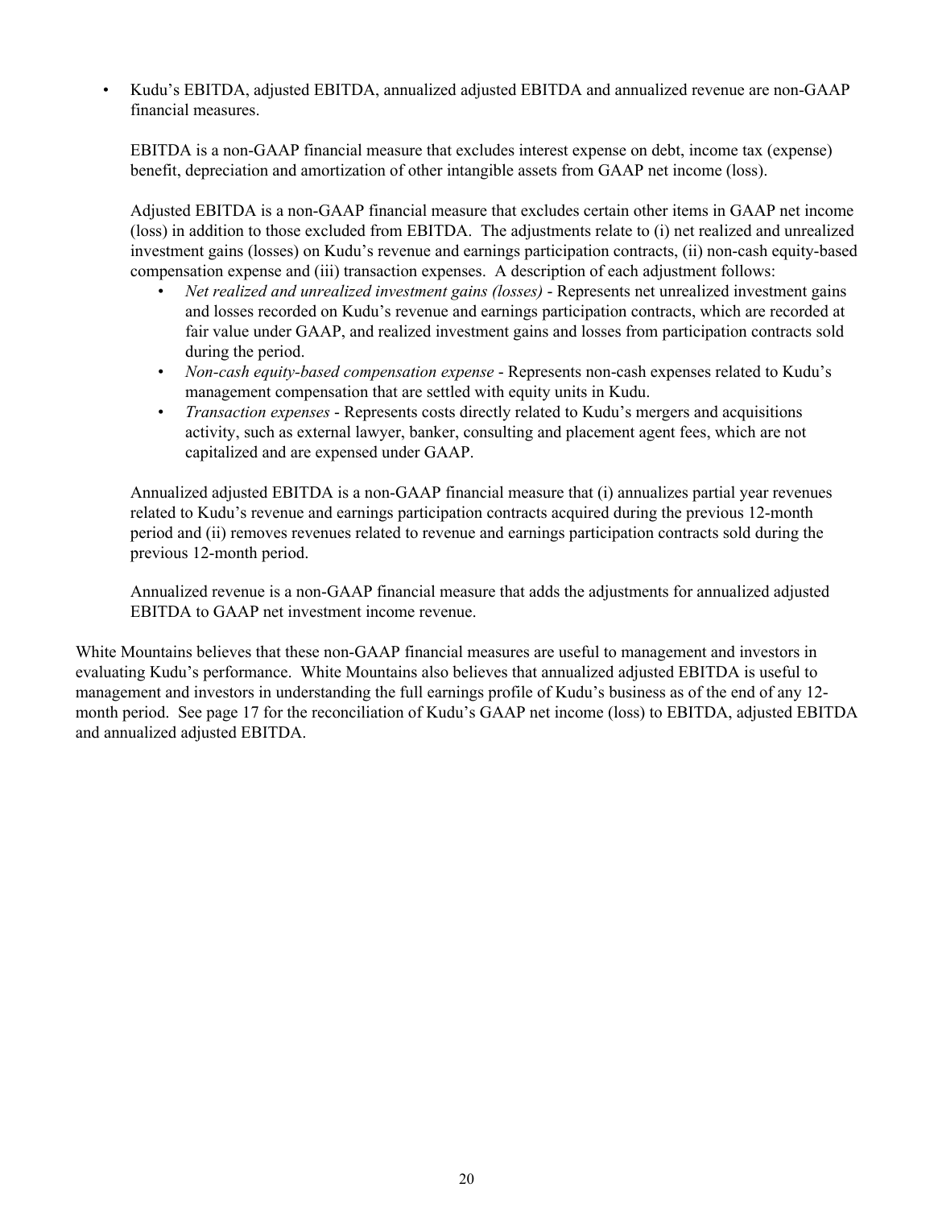- Kudu's EBITDA, adjusted EBITDA, annualized adjusted EBITDA and annualized revenue are non-GAAP financial measures.

  EBITDA is a non-GAAP financial measure that excludes interest expense on debt, income tax (expense) benefit, depreciation and amortization of other intangible assets from GAAP net income (loss).

  Adjusted EBITDA is a non-GAAP financial measure that excludes certain other items in GAAP net income (loss) in addition to those excluded from EBITDA. The adjustments relate to (i) net realized and unrealized investment gains (losses) on Kudu's revenue and earnings participation contracts, (ii) non-cash equity-based compensation expense and (iii) transaction expenses. A description of each adjustment follows:

  - *Net realized and unrealized investment gains (losses)* - Represents net unrealized investment gains and losses recorded on Kudu's revenue and earnings participation contracts, which are recorded at fair value under GAAP, and realized investment gains and losses from participation contracts sold during the period.
  - *Non-cash equity-based compensation expense* - Represents non-cash expenses related to Kudu's management compensation that are settled with equity units in Kudu.
  - *Transaction expenses* - Represents costs directly related to Kudu's mergers and acquisitions activity, such as external lawyer, banker, consulting and placement agent fees, which are not capitalized and are expensed under GAAP.

  Annualized adjusted EBITDA is a non-GAAP financial measure that (i) annualizes partial year revenues related to Kudu's revenue and earnings participation contracts acquired during the previous 12-month period and (ii) removes revenues related to revenue and earnings participation contracts sold during the previous 12-month period.

  Annualized revenue is a non-GAAP financial measure that adds the adjustments for annualized adjusted EBITDA to GAAP net investment income revenue.

White Mountains believes that these non-GAAP financial measures are useful to management and investors in evaluating Kudu's performance. White Mountains also believes that annualized adjusted EBITDA is useful to management and investors in understanding the full earnings profile of Kudu's business as of the end of any 12-month period. See page 17 for the reconciliation of Kudu's GAAP net income (loss) to EBITDA, adjusted EBITDA and annualized adjusted EBITDA.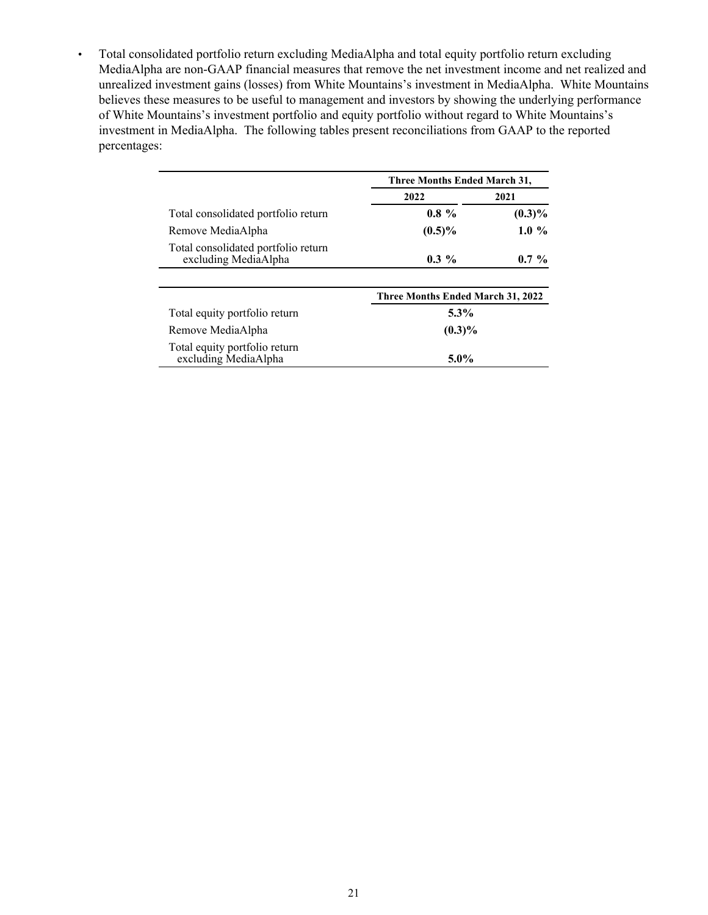- Total consolidated portfolio return excluding MediaAlpha and total equity portfolio return excluding MediaAlpha are non-GAAP financial measures that remove the net investment income and net realized and unrealized investment gains (losses) from White Mountains's investment in MediaAlpha. White Mountains believes these measures to be useful to management and investors by showing the underlying performance of White Mountains's investment portfolio and equity portfolio without regard to White Mountains's investment in MediaAlpha. The following tables present reconciliations from GAAP to the reported percentages:

| | Three Months Ended March 31, | |
|---|---|---|
| | **2022** | **2021** |
| Total consolidated portfolio return | **0.8 %** | **(0.3)%** |
| Remove MediaAlpha | **(0.5)%** | **1.0 %** |
| Total consolidated portfolio return excluding MediaAlpha | **0.3 %** | **0.7 %** |

| | Three Months Ended March 31, 2022 |
|---|---|
| Total equity portfolio return | **5.3%** |
| Remove MediaAlpha | **(0.3)%** |
| Total equity portfolio return excluding MediaAlpha | **5.0%** |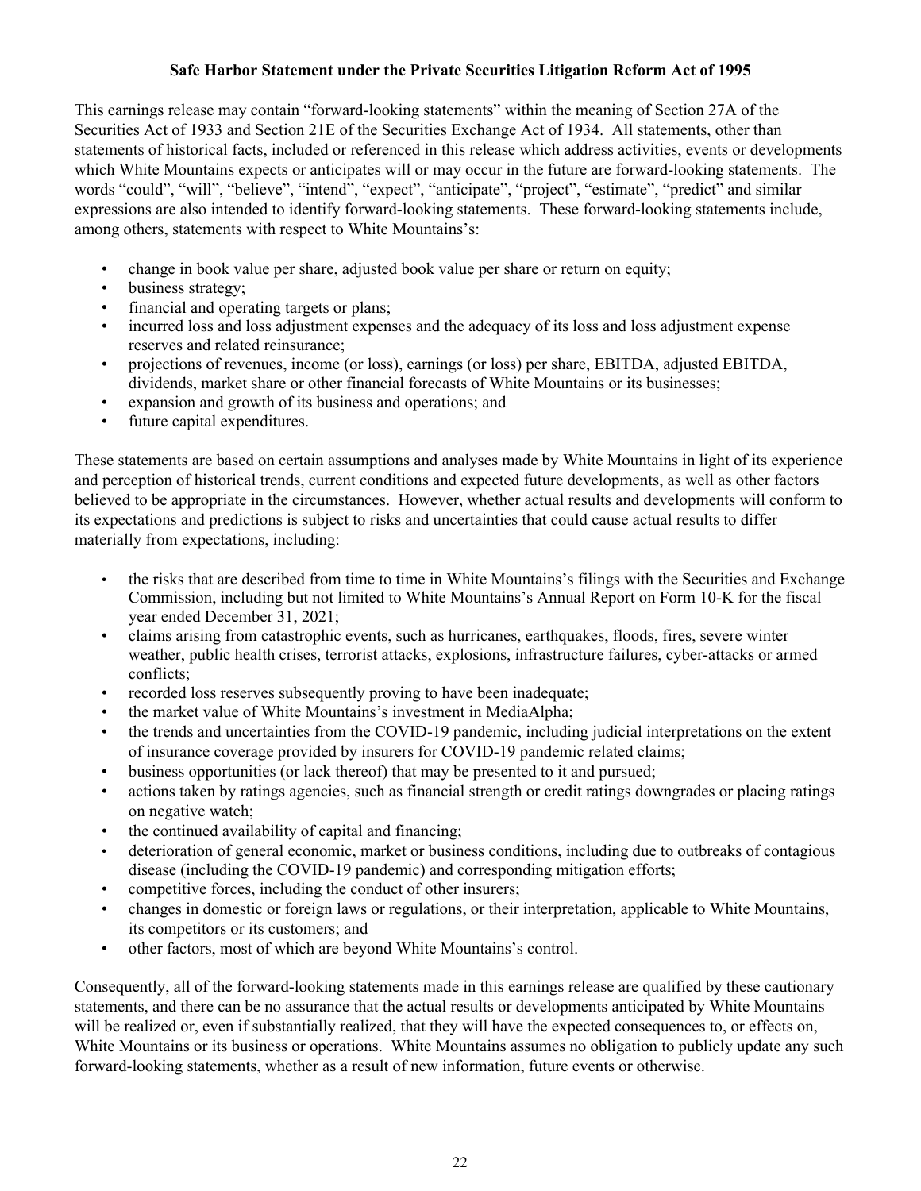**Safe Harbor Statement under the Private Securities Litigation Reform Act of 1995**

This earnings release may contain "forward-looking statements" within the meaning of Section 27A of the Securities Act of 1933 and Section 21E of the Securities Exchange Act of 1934. All statements, other than statements of historical facts, included or referenced in this release which address activities, events or developments which White Mountains expects or anticipates will or may occur in the future are forward-looking statements. The words "could", "will", "believe", "intend", "expect", "anticipate", "project", "estimate", "predict" and similar expressions are also intended to identify forward-looking statements. These forward-looking statements include, among others, statements with respect to White Mountains's:

- change in book value per share, adjusted book value per share or return on equity;
- business strategy;
- financial and operating targets or plans;
- incurred loss and loss adjustment expenses and the adequacy of its loss and loss adjustment expense reserves and related reinsurance;
- projections of revenues, income (or loss), earnings (or loss) per share, EBITDA, adjusted EBITDA, dividends, market share or other financial forecasts of White Mountains or its businesses;
- expansion and growth of its business and operations; and
- future capital expenditures.

These statements are based on certain assumptions and analyses made by White Mountains in light of its experience and perception of historical trends, current conditions and expected future developments, as well as other factors believed to be appropriate in the circumstances. However, whether actual results and developments will conform to its expectations and predictions is subject to risks and uncertainties that could cause actual results to differ materially from expectations, including:

- the risks that are described from time to time in White Mountains's filings with the Securities and Exchange Commission, including but not limited to White Mountains's Annual Report on Form 10-K for the fiscal year ended December 31, 2021;
- claims arising from catastrophic events, such as hurricanes, earthquakes, floods, fires, severe winter weather, public health crises, terrorist attacks, explosions, infrastructure failures, cyber-attacks or armed conflicts;
- recorded loss reserves subsequently proving to have been inadequate;
- the market value of White Mountains's investment in MediaAlpha;
- the trends and uncertainties from the COVID-19 pandemic, including judicial interpretations on the extent of insurance coverage provided by insurers for COVID-19 pandemic related claims;
- business opportunities (or lack thereof) that may be presented to it and pursued;
- actions taken by ratings agencies, such as financial strength or credit ratings downgrades or placing ratings on negative watch;
- the continued availability of capital and financing;
- deterioration of general economic, market or business conditions, including due to outbreaks of contagious disease (including the COVID-19 pandemic) and corresponding mitigation efforts;
- competitive forces, including the conduct of other insurers;
- changes in domestic or foreign laws or regulations, or their interpretation, applicable to White Mountains, its competitors or its customers; and
- other factors, most of which are beyond White Mountains's control.

Consequently, all of the forward-looking statements made in this earnings release are qualified by these cautionary statements, and there can be no assurance that the actual results or developments anticipated by White Mountains will be realized or, even if substantially realized, that they will have the expected consequences to, or effects on, White Mountains or its business or operations. White Mountains assumes no obligation to publicly update any such forward-looking statements, whether as a result of new information, future events or otherwise.